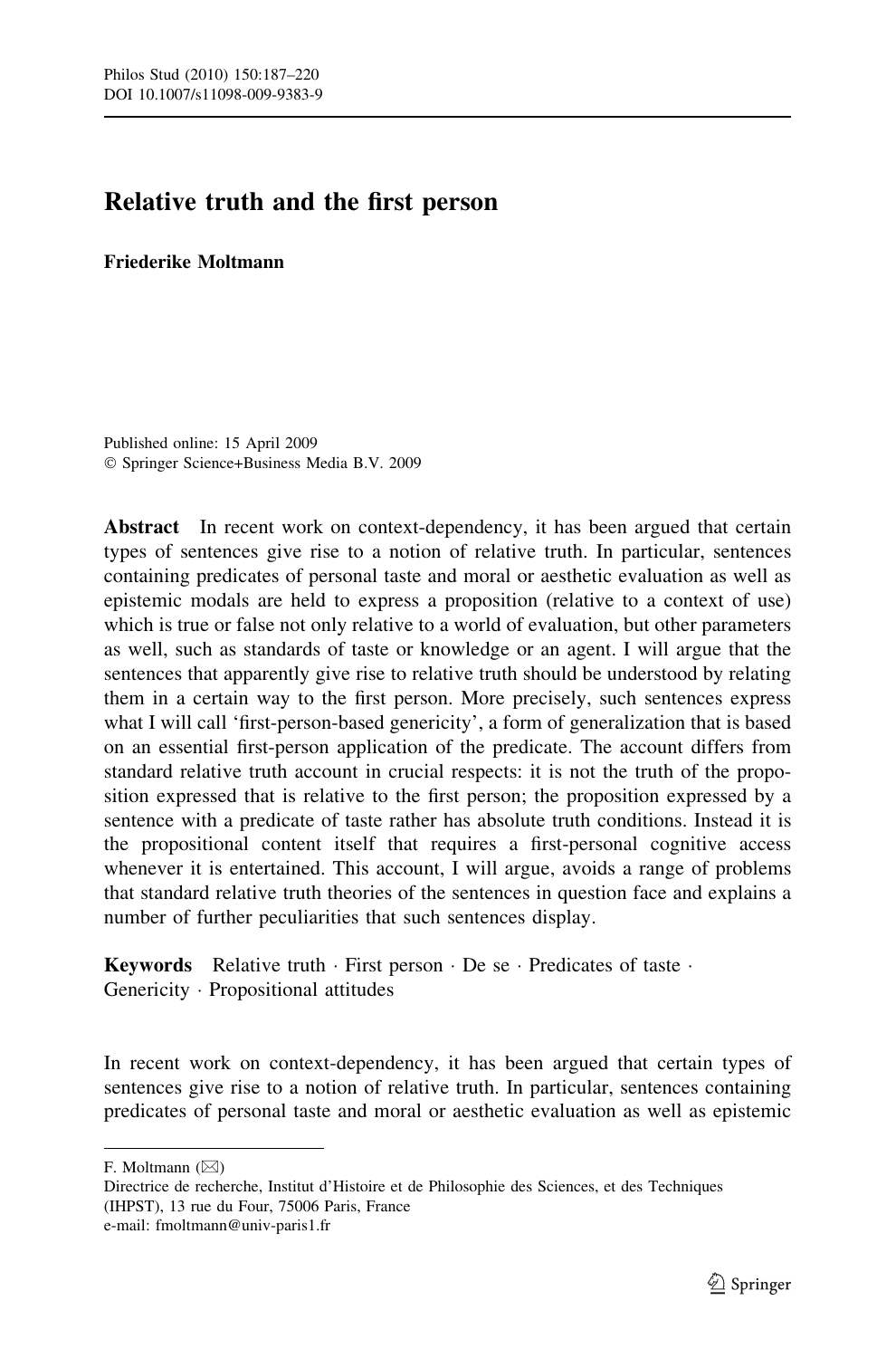# Relative truth and the first person

**Friederike Moltmann**

Published online: 15 April 2009
© Springer Science+Business Media B.V. 2009

**Abstract** In recent work on context-dependency, it has been argued that certain types of sentences give rise to a notion of relative truth. In particular, sentences containing predicates of personal taste and moral or aesthetic evaluation as well as epistemic modals are held to express a proposition (relative to a context of use) which is true or false not only relative to a world of evaluation, but other parameters as well, such as standards of taste or knowledge or an agent. I will argue that the sentences that apparently give rise to relative truth should be understood by relating them in a certain way to the first person. More precisely, such sentences express what I will call 'first-person-based genericity', a form of generalization that is based on an essential first-person application of the predicate. The account differs from standard relative truth account in crucial respects: it is not the truth of the proposition expressed that is relative to the first person; the proposition expressed by a sentence with a predicate of taste rather has absolute truth conditions. Instead it is the propositional content itself that requires a first-personal cognitive access whenever it is entertained. This account, I will argue, avoids a range of problems that standard relative truth theories of the sentences in question face and explains a number of further peculiarities that such sentences display.

**Keywords** Relative truth · First person · De se · Predicates of taste · Genericity · Propositional attitudes

In recent work on context-dependency, it has been argued that certain types of sentences give rise to a notion of relative truth. In particular, sentences containing predicates of personal taste and moral or aesthetic evaluation as well as epistemic

---

F. Moltmann (✉)
Directrice de recherche, Institut d'Histoire et de Philosophie des Sciences, et des Techniques (IHPST), 13 rue du Four, 75006 Paris, France
e-mail: fmoltmann@univ-paris1.fr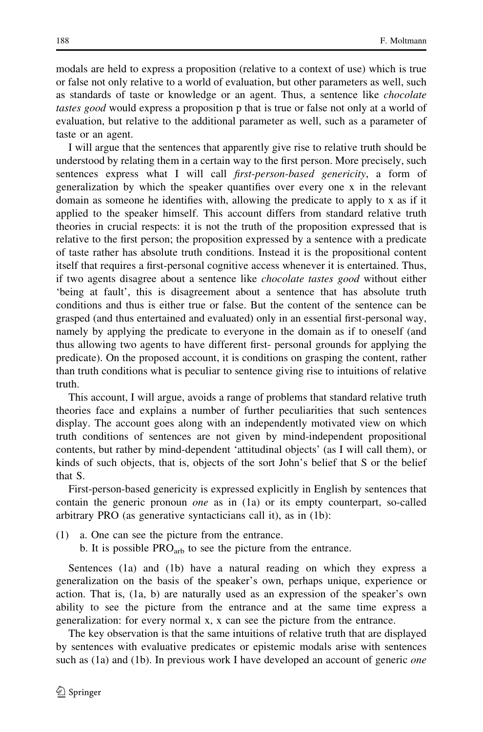modals are held to express a proposition (relative to a context of use) which is true or false not only relative to a world of evaluation, but other parameters as well, such as standards of taste or knowledge or an agent. Thus, a sentence like *chocolate tastes good* would express a proposition p that is true or false not only at a world of evaluation, but relative to the additional parameter as well, such as a parameter of taste or an agent.

I will argue that the sentences that apparently give rise to relative truth should be understood by relating them in a certain way to the first person. More precisely, such sentences express what I will call *first-person-based genericity*, a form of generalization by which the speaker quantifies over every one x in the relevant domain as someone he identifies with, allowing the predicate to apply to x as if it applied to the speaker himself. This account differs from standard relative truth theories in crucial respects: it is not the truth of the proposition expressed that is relative to the first person; the proposition expressed by a sentence with a predicate of taste rather has absolute truth conditions. Instead it is the propositional content itself that requires a first-personal cognitive access whenever it is entertained. Thus, if two agents disagree about a sentence like *chocolate tastes good* without either 'being at fault', this is disagreement about a sentence that has absolute truth conditions and thus is either true or false. But the content of the sentence can be grasped (and thus entertained and evaluated) only in an essential first-personal way, namely by applying the predicate to everyone in the domain as if to oneself (and thus allowing two agents to have different first- personal grounds for applying the predicate). On the proposed account, it is conditions on grasping the content, rather than truth conditions what is peculiar to sentence giving rise to intuitions of relative truth.

This account, I will argue, avoids a range of problems that standard relative truth theories face and explains a number of further peculiarities that such sentences display. The account goes along with an independently motivated view on which truth conditions of sentences are not given by mind-independent propositional contents, but rather by mind-dependent 'attitudinal objects' (as I will call them), or kinds of such objects, that is, objects of the sort John's belief that S or the belief that S.

First-person-based genericity is expressed explicitly in English by sentences that contain the generic pronoun *one* as in (1a) or its empty counterpart, so-called arbitrary PRO (as generative syntacticians call it), as in (1b):

(1) a. One can see the picture from the entrance.
 b. It is possible $PRO_{arb}$ to see the picture from the entrance.

Sentences (1a) and (1b) have a natural reading on which they express a generalization on the basis of the speaker's own, perhaps unique, experience or action. That is, (1a, b) are naturally used as an expression of the speaker's own ability to see the picture from the entrance and at the same time express a generalization: for every normal x, x can see the picture from the entrance.

The key observation is that the same intuitions of relative truth that are displayed by sentences with evaluative predicates or epistemic modals arise with sentences such as (1a) and (1b). In previous work I have developed an account of generic *one*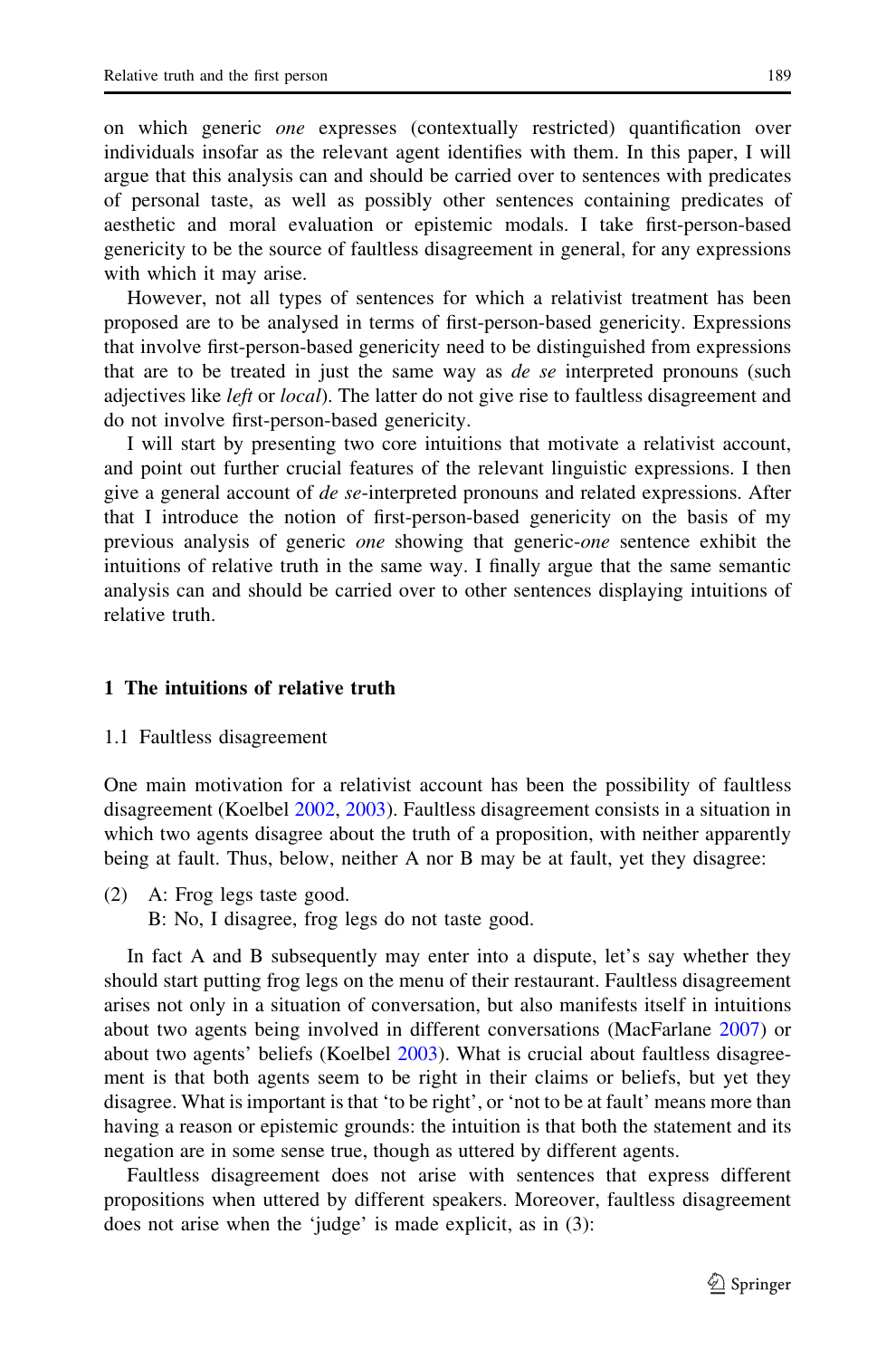on which generic *one* expresses (contextually restricted) quantification over individuals insofar as the relevant agent identifies with them. In this paper, I will argue that this analysis can and should be carried over to sentences with predicates of personal taste, as well as possibly other sentences containing predicates of aesthetic and moral evaluation or epistemic modals. I take first-person-based genericity to be the source of faultless disagreement in general, for any expressions with which it may arise.

However, not all types of sentences for which a relativist treatment has been proposed are to be analysed in terms of first-person-based genericity. Expressions that involve first-person-based genericity need to be distinguished from expressions that are to be treated in just the same way as *de se* interpreted pronouns (such adjectives like *left* or *local*). The latter do not give rise to faultless disagreement and do not involve first-person-based genericity.

I will start by presenting two core intuitions that motivate a relativist account, and point out further crucial features of the relevant linguistic expressions. I then give a general account of *de se*-interpreted pronouns and related expressions. After that I introduce the notion of first-person-based genericity on the basis of my previous analysis of generic *one* showing that generic-*one* sentence exhibit the intuitions of relative truth in the same way. I finally argue that the same semantic analysis can and should be carried over to other sentences displaying intuitions of relative truth.

## 1 The intuitions of relative truth

### 1.1 Faultless disagreement

One main motivation for a relativist account has been the possibility of faultless disagreement (Koelbel 2002, 2003). Faultless disagreement consists in a situation in which two agents disagree about the truth of a proposition, with neither apparently being at fault. Thus, below, neither A nor B may be at fault, yet they disagree:

(2) A: Frog legs taste good.
    B: No, I disagree, frog legs do not taste good.

In fact A and B subsequently may enter into a dispute, let's say whether they should start putting frog legs on the menu of their restaurant. Faultless disagreement arises not only in a situation of conversation, but also manifests itself in intuitions about two agents being involved in different conversations (MacFarlane 2007) or about two agents' beliefs (Koelbel 2003). What is crucial about faultless disagreement is that both agents seem to be right in their claims or beliefs, but yet they disagree. What is important is that 'to be right', or 'not to be at fault' means more than having a reason or epistemic grounds: the intuition is that both the statement and its negation are in some sense true, though as uttered by different agents.

Faultless disagreement does not arise with sentences that express different propositions when uttered by different speakers. Moreover, faultless disagreement does not arise when the 'judge' is made explicit, as in (3):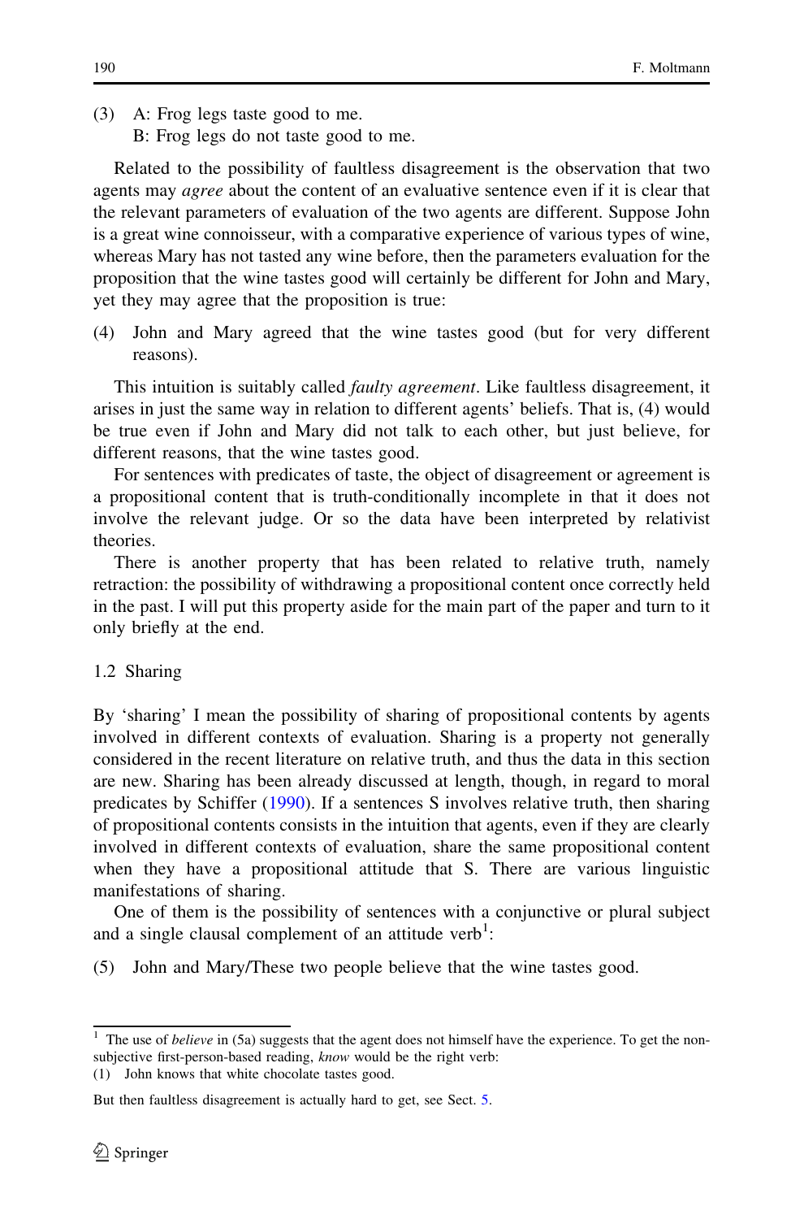(3) A: Frog legs taste good to me.
B: Frog legs do not taste good to me.

Related to the possibility of faultless disagreement is the observation that two agents may *agree* about the content of an evaluative sentence even if it is clear that the relevant parameters of evaluation of the two agents are different. Suppose John is a great wine connoisseur, with a comparative experience of various types of wine, whereas Mary has not tasted any wine before, then the parameters evaluation for the proposition that the wine tastes good will certainly be different for John and Mary, yet they may agree that the proposition is true:

(4) John and Mary agreed that the wine tastes good (but for very different reasons).

This intuition is suitably called *faulty agreement*. Like faultless disagreement, it arises in just the same way in relation to different agents' beliefs. That is, (4) would be true even if John and Mary did not talk to each other, but just believe, for different reasons, that the wine tastes good.

For sentences with predicates of taste, the object of disagreement or agreement is a propositional content that is truth-conditionally incomplete in that it does not involve the relevant judge. Or so the data have been interpreted by relativist theories.

There is another property that has been related to relative truth, namely retraction: the possibility of withdrawing a propositional content once correctly held in the past. I will put this property aside for the main part of the paper and turn to it only briefly at the end.

### 1.2 Sharing

By 'sharing' I mean the possibility of sharing of propositional contents by agents involved in different contexts of evaluation. Sharing is a property not generally considered in the recent literature on relative truth, and thus the data in this section are new. Sharing has been already discussed at length, though, in regard to moral predicates by Schiffer (1990). If a sentences S involves relative truth, then sharing of propositional contents consists in the intuition that agents, even if they are clearly involved in different contexts of evaluation, share the same propositional content when they have a propositional attitude that S. There are various linguistic manifestations of sharing.

One of them is the possibility of sentences with a conjunctive or plural subject and a single clausal complement of an attitude verb[1]:

(5) John and Mary/These two people believe that the wine tastes good.

---

[1] The use of *believe* in (5a) suggests that the agent does not himself have the experience. To get the non-subjective first-person-based reading, *know* would be the right verb:

(1) John knows that white chocolate tastes good.

But then faultless disagreement is actually hard to get, see Sect. 5.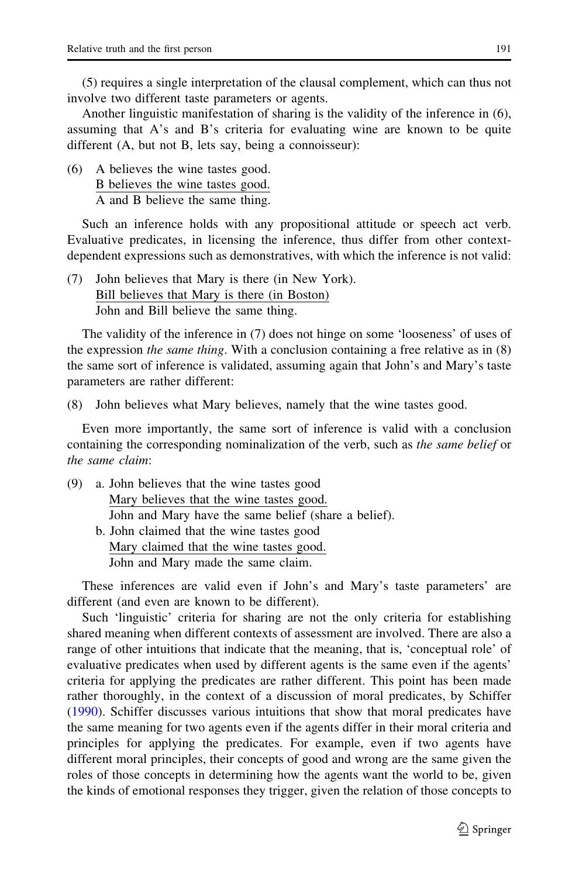(5) requires a single interpretation of the clausal complement, which can thus not involve two different taste parameters or agents.

Another linguistic manifestation of sharing is the validity of the inference in (6), assuming that A's and B's criteria for evaluating wine are known to be quite different (A, but not B, lets say, being a connoisseur):

(6) A believes the wine tastes good.  
B believes the wine tastes good.  
A and B believe the same thing.

Such an inference holds with any propositional attitude or speech act verb. Evaluative predicates, in licensing the inference, thus differ from other context-dependent expressions such as demonstratives, with which the inference is not valid:

(7) John believes that Mary is there (in New York).  
Bill believes that Mary is there (in Boston)  
John and Bill believe the same thing.

The validity of the inference in (7) does not hinge on some 'looseness' of uses of the expression *the same thing*. With a conclusion containing a free relative as in (8) the same sort of inference is validated, assuming again that John's and Mary's taste parameters are rather different:

(8) John believes what Mary believes, namely that the wine tastes good.

Even more importantly, the same sort of inference is valid with a conclusion containing the corresponding nominalization of the verb, such as *the same belief* or *the same claim*:

(9) a. John believes that the wine tastes good  
Mary believes that the wine tastes good.  
John and Mary have the same belief (share a belief).  
b. John claimed that the wine tastes good  
Mary claimed that the wine tastes good.  
John and Mary made the same claim.

These inferences are valid even if John's and Mary's taste parameters' are different (and even are known to be different).

Such 'linguistic' criteria for sharing are not the only criteria for establishing shared meaning when different contexts of assessment are involved. There are also a range of other intuitions that indicate that the meaning, that is, 'conceptual role' of evaluative predicates when used by different agents is the same even if the agents' criteria for applying the predicates are rather different. This point has been made rather thoroughly, in the context of a discussion of moral predicates, by Schiffer (1990). Schiffer discusses various intuitions that show that moral predicates have the same meaning for two agents even if the agents differ in their moral criteria and principles for applying the predicates. For example, even if two agents have different moral principles, their concepts of good and wrong are the same given the roles of those concepts in determining how the agents want the world to be, given the kinds of emotional responses they trigger, given the relation of those concepts to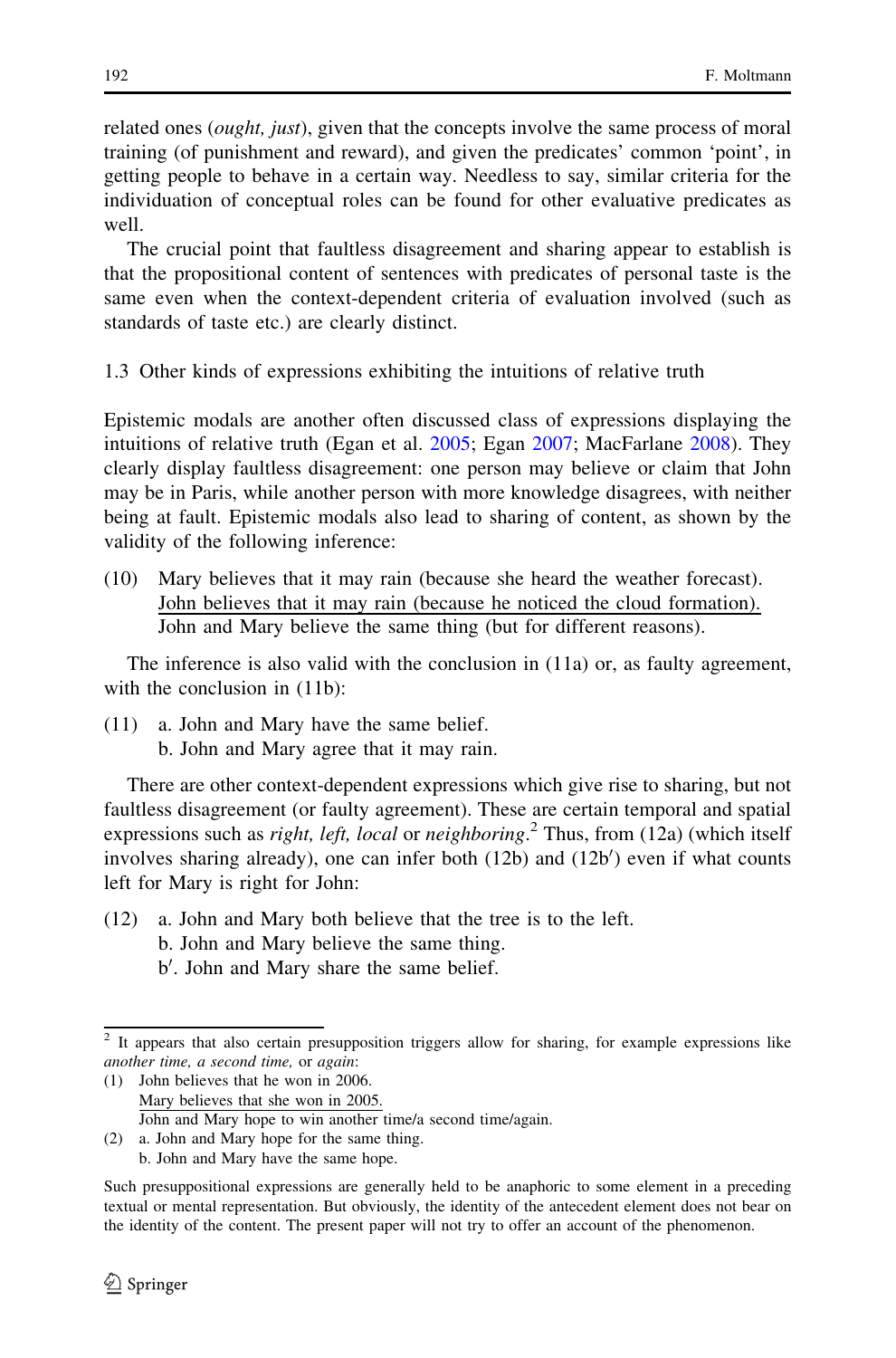related ones (*ought, just*), given that the concepts involve the same process of moral training (of punishment and reward), and given the predicates' common 'point', in getting people to behave in a certain way. Needless to say, similar criteria for the individuation of conceptual roles can be found for other evaluative predicates as well.

The crucial point that faultless disagreement and sharing appear to establish is that the propositional content of sentences with predicates of personal taste is the same even when the context-dependent criteria of evaluation involved (such as standards of taste etc.) are clearly distinct.

### 1.3 Other kinds of expressions exhibiting the intuitions of relative truth

Epistemic modals are another often discussed class of expressions displaying the intuitions of relative truth (Egan et al. 2005; Egan 2007; MacFarlane 2008). They clearly display faultless disagreement: one person may believe or claim that John may be in Paris, while another person with more knowledge disagrees, with neither being at fault. Epistemic modals also lead to sharing of content, as shown by the validity of the following inference:

(10) Mary believes that it may rain (because she heard the weather forecast).
<u>John believes that it may rain (because he noticed the cloud formation).</u>
John and Mary believe the same thing (but for different reasons).

The inference is also valid with the conclusion in (11a) or, as faulty agreement, with the conclusion in (11b):

(11) a. John and Mary have the same belief.
b. John and Mary agree that it may rain.

There are other context-dependent expressions which give rise to sharing, but not faultless disagreement (or faulty agreement). These are certain temporal and spatial expressions such as *right, left, local* or *neighboring*.[2] Thus, from (12a) (which itself involves sharing already), one can infer both (12b) and (12b′) even if what counts left for Mary is right for John:

(12) a. John and Mary both believe that the tree is to the left.
b. John and Mary believe the same thing.
b′. John and Mary share the same belief.

---

[2] It appears that also certain presupposition triggers allow for sharing, for example expressions like *another time, a second time,* or *again*:

(1) John believes that he won in 2006.
<u>Mary believes that she won in 2005.</u>
John and Mary hope to win another time/a second time/again.

(2) a. John and Mary hope for the same thing.
b. John and Mary have the same hope.

Such presuppositional expressions are generally held to be anaphoric to some element in a preceding textual or mental representation. But obviously, the identity of the antecedent element does not bear on the identity of the content. The present paper will not try to offer an account of the phenomenon.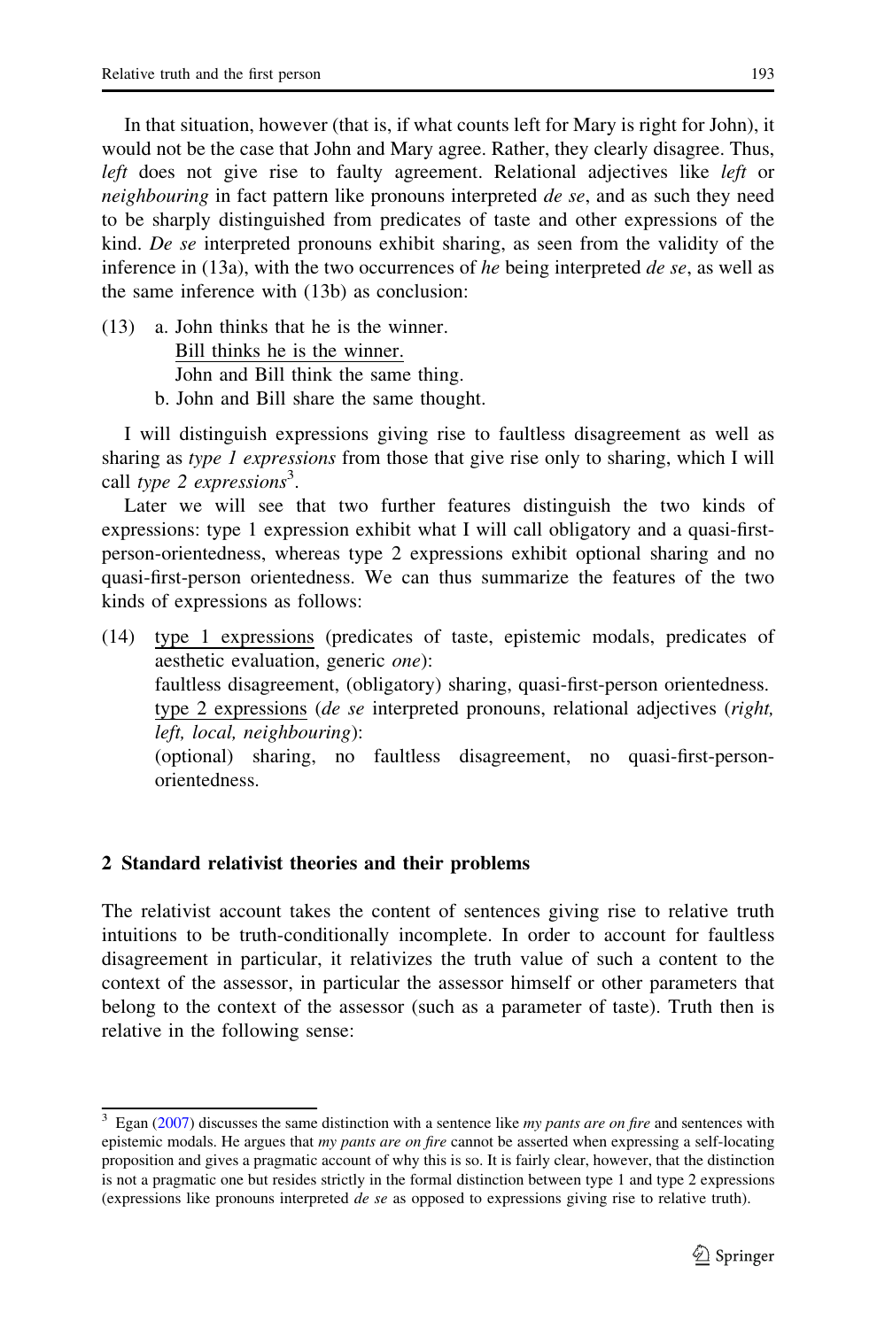In that situation, however (that is, if what counts left for Mary is right for John), it would not be the case that John and Mary agree. Rather, they clearly disagree. Thus, *left* does not give rise to faulty agreement. Relational adjectives like *left* or *neighbouring* in fact pattern like pronouns interpreted *de se*, and as such they need to be sharply distinguished from predicates of taste and other expressions of the kind. *De se* interpreted pronouns exhibit sharing, as seen from the validity of the inference in (13a), with the two occurrences of *he* being interpreted *de se*, as well as the same inference with (13b) as conclusion:

(13) a. John thinks that he is the winner.
  <u>Bill thinks he is the winner.</u>
  John and Bill think the same thing.
 b. John and Bill share the same thought.

I will distinguish expressions giving rise to faultless disagreement as well as sharing as *type 1 expressions* from those that give rise only to sharing, which I will call *type 2 expressions*[3].

Later we will see that two further features distinguish the two kinds of expressions: type 1 expression exhibit what I will call obligatory and a quasi-first-person-orientedness, whereas type 2 expressions exhibit optional sharing and no quasi-first-person orientedness. We can thus summarize the features of the two kinds of expressions as follows:

(14) <u>type 1 expressions</u> (predicates of taste, epistemic modals, predicates of aesthetic evaluation, generic *one*):
 faultless disagreement, (obligatory) sharing, quasi-first-person orientedness.
 <u>type 2 expressions</u> (*de se* interpreted pronouns, relational adjectives (*right, left, local, neighbouring*):
 (optional) sharing, no faultless disagreement, no quasi-first-person-orientedness.

## 2 Standard relativist theories and their problems

The relativist account takes the content of sentences giving rise to relative truth intuitions to be truth-conditionally incomplete. In order to account for faultless disagreement in particular, it relativizes the truth value of such a content to the context of the assessor, in particular the assessor himself or other parameters that belong to the context of the assessor (such as a parameter of taste). Truth then is relative in the following sense:

---

[3] Egan (2007) discusses the same distinction with a sentence like *my pants are on fire* and sentences with epistemic modals. He argues that *my pants are on fire* cannot be asserted when expressing a self-locating proposition and gives a pragmatic account of why this is so. It is fairly clear, however, that the distinction is not a pragmatic one but resides strictly in the formal distinction between type 1 and type 2 expressions (expressions like pronouns interpreted *de se* as opposed to expressions giving rise to relative truth).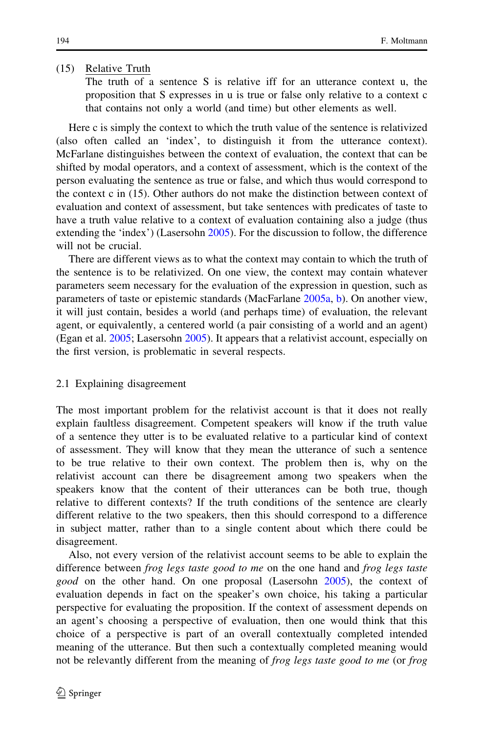(15) Relative Truth

The truth of a sentence S is relative iff for an utterance context u, the proposition that S expresses in u is true or false only relative to a context c that contains not only a world (and time) but other elements as well.

Here c is simply the context to which the truth value of the sentence is relativized (also often called an 'index', to distinguish it from the utterance context). McFarlane distinguishes between the context of evaluation, the context that can be shifted by modal operators, and a context of assessment, which is the context of the person evaluating the sentence as true or false, and which thus would correspond to the context c in (15). Other authors do not make the distinction between context of evaluation and context of assessment, but take sentences with predicates of taste to have a truth value relative to a context of evaluation containing also a judge (thus extending the 'index') (Lasersohn 2005). For the discussion to follow, the difference will not be crucial.

There are different views as to what the context may contain to which the truth of the sentence is to be relativized. On one view, the context may contain whatever parameters seem necessary for the evaluation of the expression in question, such as parameters of taste or epistemic standards (MacFarlane 2005a, b). On another view, it will just contain, besides a world (and perhaps time) of evaluation, the relevant agent, or equivalently, a centered world (a pair consisting of a world and an agent) (Egan et al. 2005; Lasersohn 2005). It appears that a relativist account, especially on the first version, is problematic in several respects.

## 2.1 Explaining disagreement

The most important problem for the relativist account is that it does not really explain faultless disagreement. Competent speakers will know if the truth value of a sentence they utter is to be evaluated relative to a particular kind of context of assessment. They will know that they mean the utterance of such a sentence to be true relative to their own context. The problem then is, why on the relativist account can there be disagreement among two speakers when the speakers know that the content of their utterances can be both true, though relative to different contexts? If the truth conditions of the sentence are clearly different relative to the two speakers, then this should correspond to a difference in subject matter, rather than to a single content about which there could be disagreement.

Also, not every version of the relativist account seems to be able to explain the difference between *frog legs taste good to me* on the one hand and *frog legs taste good* on the other hand. On one proposal (Lasersohn 2005), the context of evaluation depends in fact on the speaker's own choice, his taking a particular perspective for evaluating the proposition. If the context of assessment depends on an agent's choosing a perspective of evaluation, then one would think that this choice of a perspective is part of an overall contextually completed intended meaning of the utterance. But then such a contextually completed meaning would not be relevantly different from the meaning of *frog legs taste good to me* (or *frog*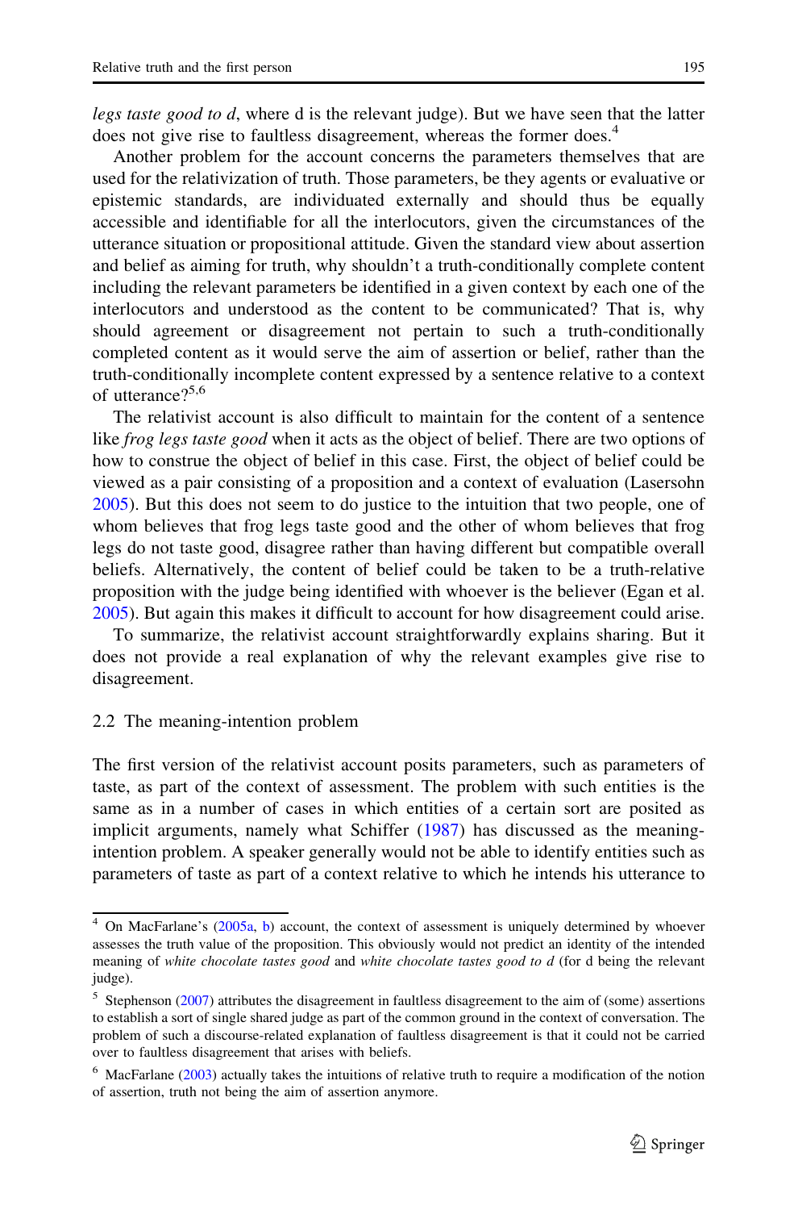*legs taste good to d*, where d is the relevant judge). But we have seen that the latter does not give rise to faultless disagreement, whereas the former does.[4]

Another problem for the account concerns the parameters themselves that are used for the relativization of truth. Those parameters, be they agents or evaluative or epistemic standards, are individuated externally and should thus be equally accessible and identifiable for all the interlocutors, given the circumstances of the utterance situation or propositional attitude. Given the standard view about assertion and belief as aiming for truth, why shouldn't a truth-conditionally complete content including the relevant parameters be identified in a given context by each one of the interlocutors and understood as the content to be communicated? That is, why should agreement or disagreement not pertain to such a truth-conditionally completed content as it would serve the aim of assertion or belief, rather than the truth-conditionally incomplete content expressed by a sentence relative to a context of utterance?[5,6]

The relativist account is also difficult to maintain for the content of a sentence like *frog legs taste good* when it acts as the object of belief. There are two options of how to construe the object of belief in this case. First, the object of belief could be viewed as a pair consisting of a proposition and a context of evaluation (Lasersohn 2005). But this does not seem to do justice to the intuition that two people, one of whom believes that frog legs taste good and the other of whom believes that frog legs do not taste good, disagree rather than having different but compatible overall beliefs. Alternatively, the content of belief could be taken to be a truth-relative proposition with the judge being identified with whoever is the believer (Egan et al. 2005). But again this makes it difficult to account for how disagreement could arise.

To summarize, the relativist account straightforwardly explains sharing. But it does not provide a real explanation of why the relevant examples give rise to disagreement.

### 2.2 The meaning-intention problem

The first version of the relativist account posits parameters, such as parameters of taste, as part of the context of assessment. The problem with such entities is the same as in a number of cases in which entities of a certain sort are posited as implicit arguments, namely what Schiffer (1987) has discussed as the meaning-intention problem. A speaker generally would not be able to identify entities such as parameters of taste as part of a context relative to which he intends his utterance to

---

[4] On MacFarlane's (2005a, b) account, the context of assessment is uniquely determined by whoever assesses the truth value of the proposition. This obviously would not predict an identity of the intended meaning of *white chocolate tastes good* and *white chocolate tastes good to d* (for d being the relevant judge).

[5] Stephenson (2007) attributes the disagreement in faultless disagreement to the aim of (some) assertions to establish a sort of single shared judge as part of the common ground in the context of conversation. The problem of such a discourse-related explanation of faultless disagreement is that it could not be carried over to faultless disagreement that arises with beliefs.

[6] MacFarlane (2003) actually takes the intuitions of relative truth to require a modification of the notion of assertion, truth not being the aim of assertion anymore.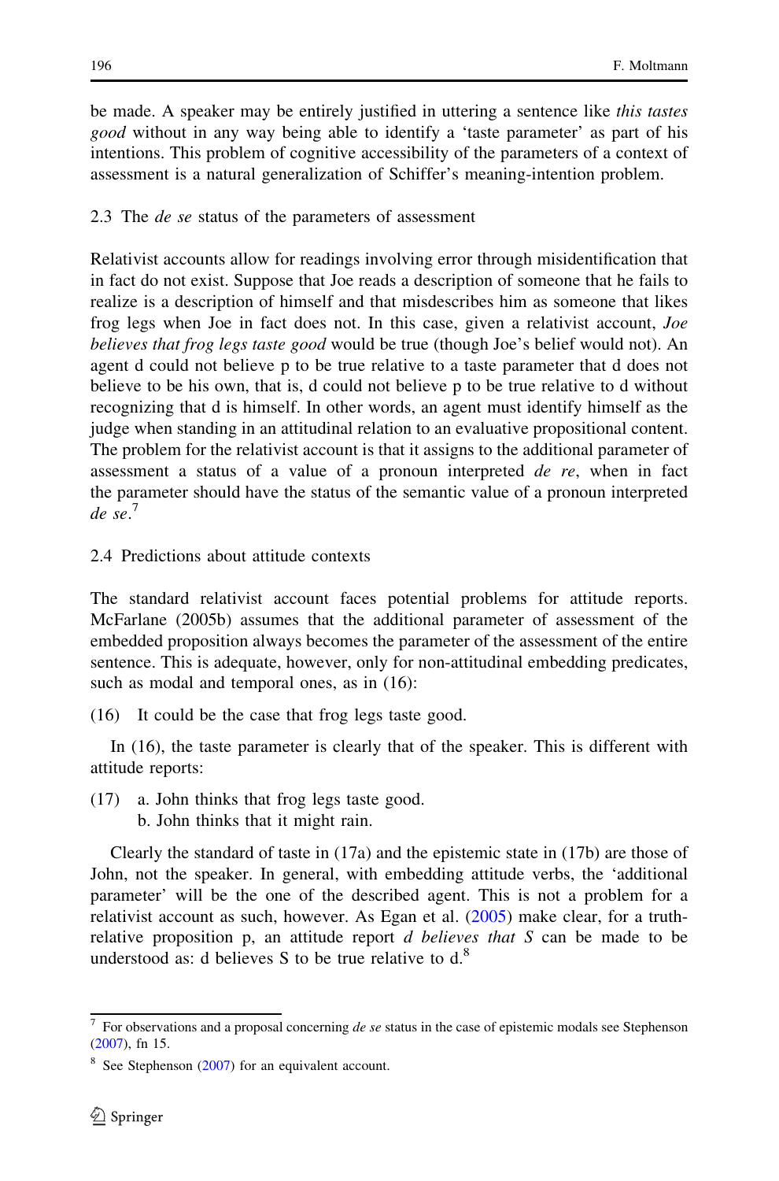be made. A speaker may be entirely justified in uttering a sentence like *this tastes good* without in any way being able to identify a 'taste parameter' as part of his intentions. This problem of cognitive accessibility of the parameters of a context of assessment is a natural generalization of Schiffer's meaning-intention problem.

### 2.3 The *de se* status of the parameters of assessment

Relativist accounts allow for readings involving error through misidentification that in fact do not exist. Suppose that Joe reads a description of someone that he fails to realize is a description of himself and that misdescribes him as someone that likes frog legs when Joe in fact does not. In this case, given a relativist account, *Joe believes that frog legs taste good* would be true (though Joe's belief would not). An agent d could not believe p to be true relative to a taste parameter that d does not believe to be his own, that is, d could not believe p to be true relative to d without recognizing that d is himself. In other words, an agent must identify himself as the judge when standing in an attitudinal relation to an evaluative propositional content. The problem for the relativist account is that it assigns to the additional parameter of assessment a status of a value of a pronoun interpreted *de re*, when in fact the parameter should have the status of the semantic value of a pronoun interpreted *de se*.[7]

### 2.4 Predictions about attitude contexts

The standard relativist account faces potential problems for attitude reports. McFarlane (2005b) assumes that the additional parameter of assessment of the embedded proposition always becomes the parameter of the assessment of the entire sentence. This is adequate, however, only for non-attitudinal embedding predicates, such as modal and temporal ones, as in (16):

(16) It could be the case that frog legs taste good.

In (16), the taste parameter is clearly that of the speaker. This is different with attitude reports:

(17) a. John thinks that frog legs taste good.
     b. John thinks that it might rain.

Clearly the standard of taste in (17a) and the epistemic state in (17b) are those of John, not the speaker. In general, with embedding attitude verbs, the 'additional parameter' will be the one of the described agent. This is not a problem for a relativist account as such, however. As Egan et al. (2005) make clear, for a truth-relative proposition p, an attitude report *d believes that S* can be made to be understood as: d believes S to be true relative to d.[8]

---

[7] For observations and a proposal concerning *de se* status in the case of epistemic modals see Stephenson (2007), fn 15.

[8] See Stephenson (2007) for an equivalent account.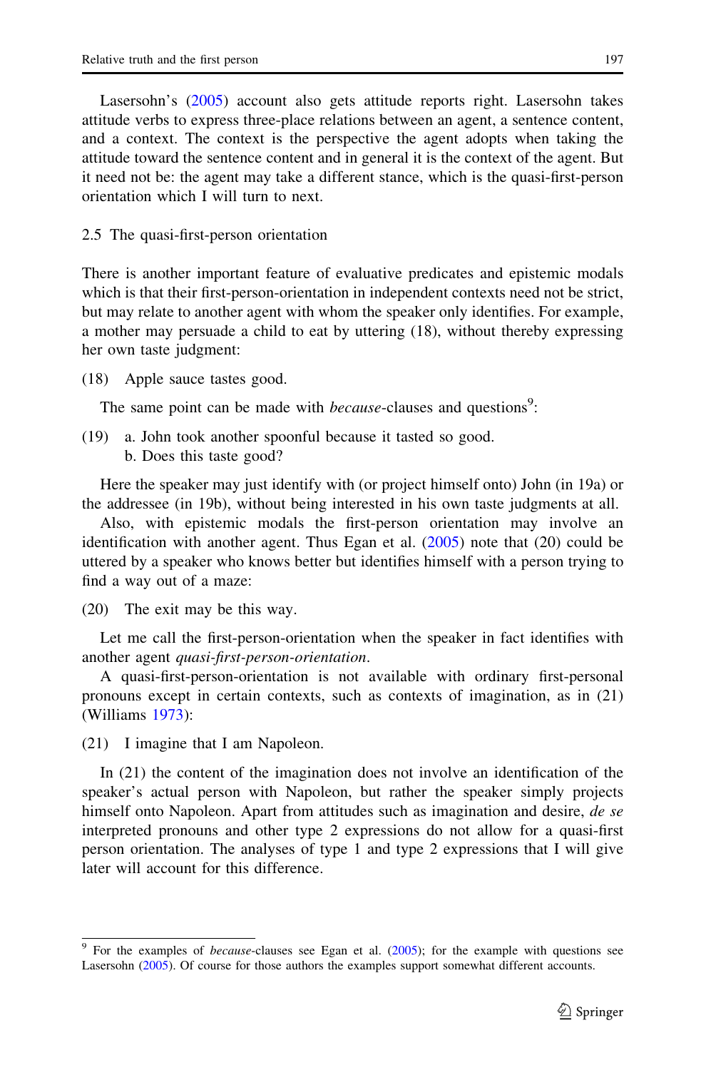Lasersohn's (2005) account also gets attitude reports right. Lasersohn takes attitude verbs to express three-place relations between an agent, a sentence content, and a context. The context is the perspective the agent adopts when taking the attitude toward the sentence content and in general it is the context of the agent. But it need not be: the agent may take a different stance, which is the quasi-first-person orientation which I will turn to next.

## 2.5 The quasi-first-person orientation

There is another important feature of evaluative predicates and epistemic modals which is that their first-person-orientation in independent contexts need not be strict, but may relate to another agent with whom the speaker only identifies. For example, a mother may persuade a child to eat by uttering (18), without thereby expressing her own taste judgment:

(18) Apple sauce tastes good.

The same point can be made with *because*-clauses and questions[9]:

(19) a. John took another spoonful because it tasted so good.
b. Does this taste good?

Here the speaker may just identify with (or project himself onto) John (in 19a) or the addressee (in 19b), without being interested in his own taste judgments at all.

Also, with epistemic modals the first-person orientation may involve an identification with another agent. Thus Egan et al. (2005) note that (20) could be uttered by a speaker who knows better but identifies himself with a person trying to find a way out of a maze:

(20) The exit may be this way.

Let me call the first-person-orientation when the speaker in fact identifies with another agent *quasi-first-person-orientation*.

A quasi-first-person-orientation is not available with ordinary first-personal pronouns except in certain contexts, such as contexts of imagination, as in (21) (Williams 1973):

(21) I imagine that I am Napoleon.

In (21) the content of the imagination does not involve an identification of the speaker's actual person with Napoleon, but rather the speaker simply projects himself onto Napoleon. Apart from attitudes such as imagination and desire, *de se* interpreted pronouns and other type 2 expressions do not allow for a quasi-first person orientation. The analyses of type 1 and type 2 expressions that I will give later will account for this difference.

---

[9] For the examples of *because*-clauses see Egan et al. (2005); for the example with questions see Lasersohn (2005). Of course for those authors the examples support somewhat different accounts.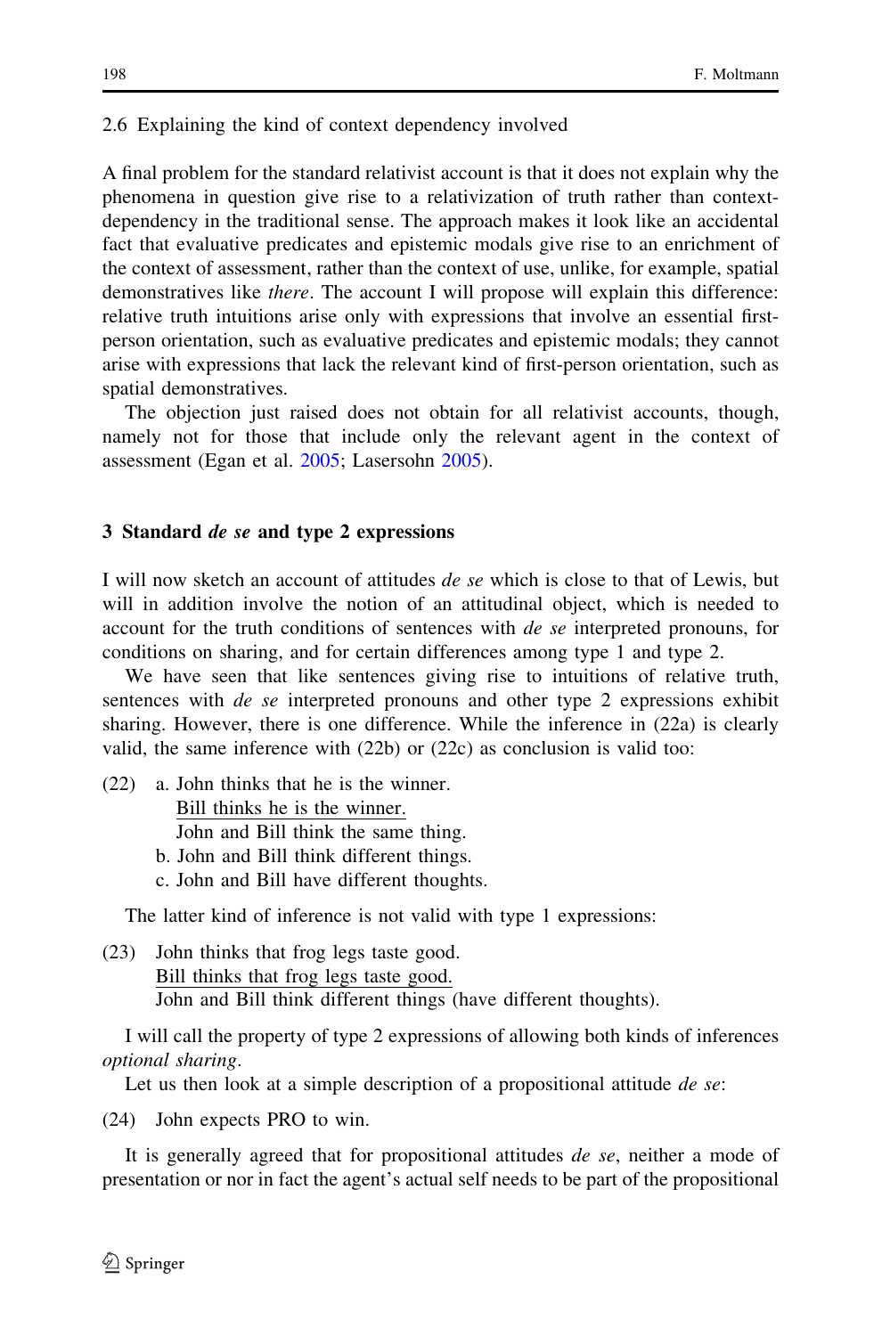2.6 Explaining the kind of context dependency involved

A final problem for the standard relativist account is that it does not explain why the phenomena in question give rise to a relativization of truth rather than context-dependency in the traditional sense. The approach makes it look like an accidental fact that evaluative predicates and epistemic modals give rise to an enrichment of the context of assessment, rather than the context of use, unlike, for example, spatial demonstratives like *there*. The account I will propose will explain this difference: relative truth intuitions arise only with expressions that involve an essential first-person orientation, such as evaluative predicates and epistemic modals; they cannot arise with expressions that lack the relevant kind of first-person orientation, such as spatial demonstratives.

The objection just raised does not obtain for all relativist accounts, though, namely not for those that include only the relevant agent in the context of assessment (Egan et al. 2005; Lasersohn 2005).

## 3 Standard *de se* and type 2 expressions

I will now sketch an account of attitudes *de se* which is close to that of Lewis, but will in addition involve the notion of an attitudinal object, which is needed to account for the truth conditions of sentences with *de se* interpreted pronouns, for conditions on sharing, and for certain differences among type 1 and type 2.

We have seen that like sentences giving rise to intuitions of relative truth, sentences with *de se* interpreted pronouns and other type 2 expressions exhibit sharing. However, there is one difference. While the inference in (22a) is clearly valid, the same inference with (22b) or (22c) as conclusion is valid too:

(22) a. John thinks that he is the winner.
Bill thinks he is the winner.
John and Bill think the same thing.
b. John and Bill think different things.
c. John and Bill have different thoughts.

The latter kind of inference is not valid with type 1 expressions:

(23) John thinks that frog legs taste good.
Bill thinks that frog legs taste good.
John and Bill think different things (have different thoughts).

I will call the property of type 2 expressions of allowing both kinds of inferences *optional sharing*.

Let us then look at a simple description of a propositional attitude *de se*:

(24) John expects PRO to win.

It is generally agreed that for propositional attitudes *de se*, neither a mode of presentation or nor in fact the agent's actual self needs to be part of the propositional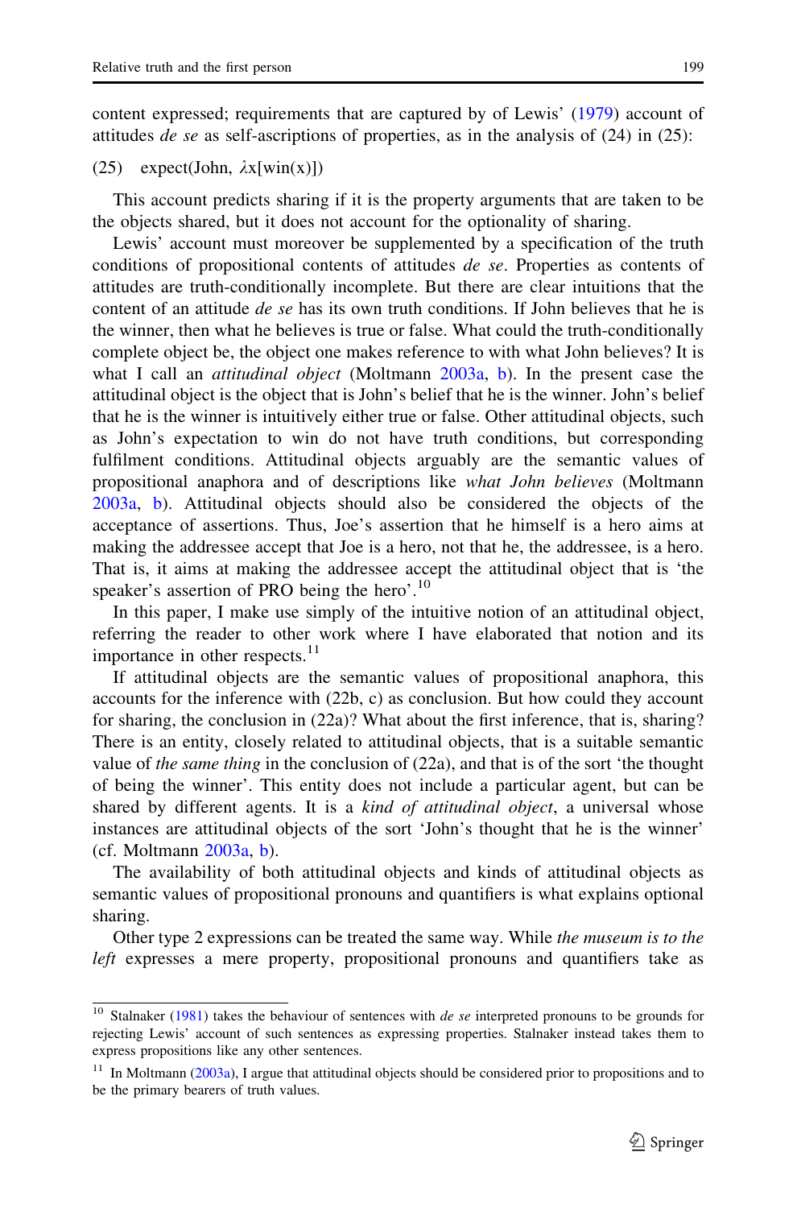content expressed; requirements that are captured by of Lewis' (1979) account of attitudes *de se* as self-ascriptions of properties, as in the analysis of (24) in (25):

(25) expect(John, $\lambda$x[win(x)])

This account predicts sharing if it is the property arguments that are taken to be the objects shared, but it does not account for the optionality of sharing.

Lewis' account must moreover be supplemented by a specification of the truth conditions of propositional contents of attitudes *de se*. Properties as contents of attitudes are truth-conditionally incomplete. But there are clear intuitions that the content of an attitude *de se* has its own truth conditions. If John believes that he is the winner, then what he believes is true or false. What could the truth-conditionally complete object be, the object one makes reference to with what John believes? It is what I call an *attitudinal object* (Moltmann 2003a, b). In the present case the attitudinal object is the object that is John's belief that he is the winner. John's belief that he is the winner is intuitively either true or false. Other attitudinal objects, such as John's expectation to win do not have truth conditions, but corresponding fulfilment conditions. Attitudinal objects arguably are the semantic values of propositional anaphora and of descriptions like *what John believes* (Moltmann 2003a, b). Attitudinal objects should also be considered the objects of the acceptance of assertions. Thus, Joe's assertion that he himself is a hero aims at making the addressee accept that Joe is a hero, not that he, the addressee, is a hero. That is, it aims at making the addressee accept the attitudinal object that is 'the speaker's assertion of PRO being the hero'.[10]

In this paper, I make use simply of the intuitive notion of an attitudinal object, referring the reader to other work where I have elaborated that notion and its importance in other respects.[11]

If attitudinal objects are the semantic values of propositional anaphora, this accounts for the inference with (22b, c) as conclusion. But how could they account for sharing, the conclusion in (22a)? What about the first inference, that is, sharing? There is an entity, closely related to attitudinal objects, that is a suitable semantic value of *the same thing* in the conclusion of (22a), and that is of the sort 'the thought of being the winner'. This entity does not include a particular agent, but can be shared by different agents. It is a *kind of attitudinal object*, a universal whose instances are attitudinal objects of the sort 'John's thought that he is the winner' (cf. Moltmann 2003a, b).

The availability of both attitudinal objects and kinds of attitudinal objects as semantic values of propositional pronouns and quantifiers is what explains optional sharing.

Other type 2 expressions can be treated the same way. While *the museum is to the left* expresses a mere property, propositional pronouns and quantifiers take as

---

[10] Stalnaker (1981) takes the behaviour of sentences with *de se* interpreted pronouns to be grounds for rejecting Lewis' account of such sentences as expressing properties. Stalnaker instead takes them to express propositions like any other sentences.

[11] In Moltmann (2003a), I argue that attitudinal objects should be considered prior to propositions and to be the primary bearers of truth values.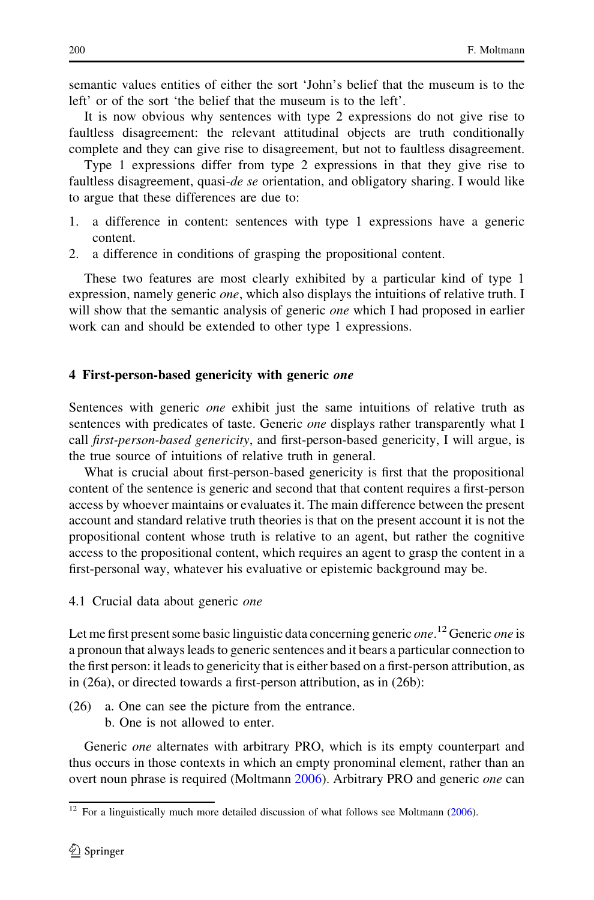semantic values entities of either the sort 'John's belief that the museum is to the left' or of the sort 'the belief that the museum is to the left'.

It is now obvious why sentences with type 2 expressions do not give rise to faultless disagreement: the relevant attitudinal objects are truth conditionally complete and they can give rise to disagreement, but not to faultless disagreement.

Type 1 expressions differ from type 2 expressions in that they give rise to faultless disagreement, quasi-*de se* orientation, and obligatory sharing. I would like to argue that these differences are due to:

1. a difference in content: sentences with type 1 expressions have a generic content.
2. a difference in conditions of grasping the propositional content.

These two features are most clearly exhibited by a particular kind of type 1 expression, namely generic *one*, which also displays the intuitions of relative truth. I will show that the semantic analysis of generic *one* which I had proposed in earlier work can and should be extended to other type 1 expressions.

## 4 First-person-based genericity with generic *one*

Sentences with generic *one* exhibit just the same intuitions of relative truth as sentences with predicates of taste. Generic *one* displays rather transparently what I call *first-person-based genericity*, and first-person-based genericity, I will argue, is the true source of intuitions of relative truth in general.

What is crucial about first-person-based genericity is first that the propositional content of the sentence is generic and second that that content requires a first-person access by whoever maintains or evaluates it. The main difference between the present account and standard relative truth theories is that on the present account it is not the propositional content whose truth is relative to an agent, but rather the cognitive access to the propositional content, which requires an agent to grasp the content in a first-personal way, whatever his evaluative or epistemic background may be.

### 4.1 Crucial data about generic *one*

Let me first present some basic linguistic data concerning generic *one*.[12] Generic *one* is a pronoun that always leads to generic sentences and it bears a particular connection to the first person: it leads to genericity that is either based on a first-person attribution, as in (26a), or directed towards a first-person attribution, as in (26b):

(26) a. One can see the picture from the entrance.
 b. One is not allowed to enter.

Generic *one* alternates with arbitrary PRO, which is its empty counterpart and thus occurs in those contexts in which an empty pronominal element, rather than an overt noun phrase is required (Moltmann 2006). Arbitrary PRO and generic *one* can

[12] For a linguistically much more detailed discussion of what follows see Moltmann (2006).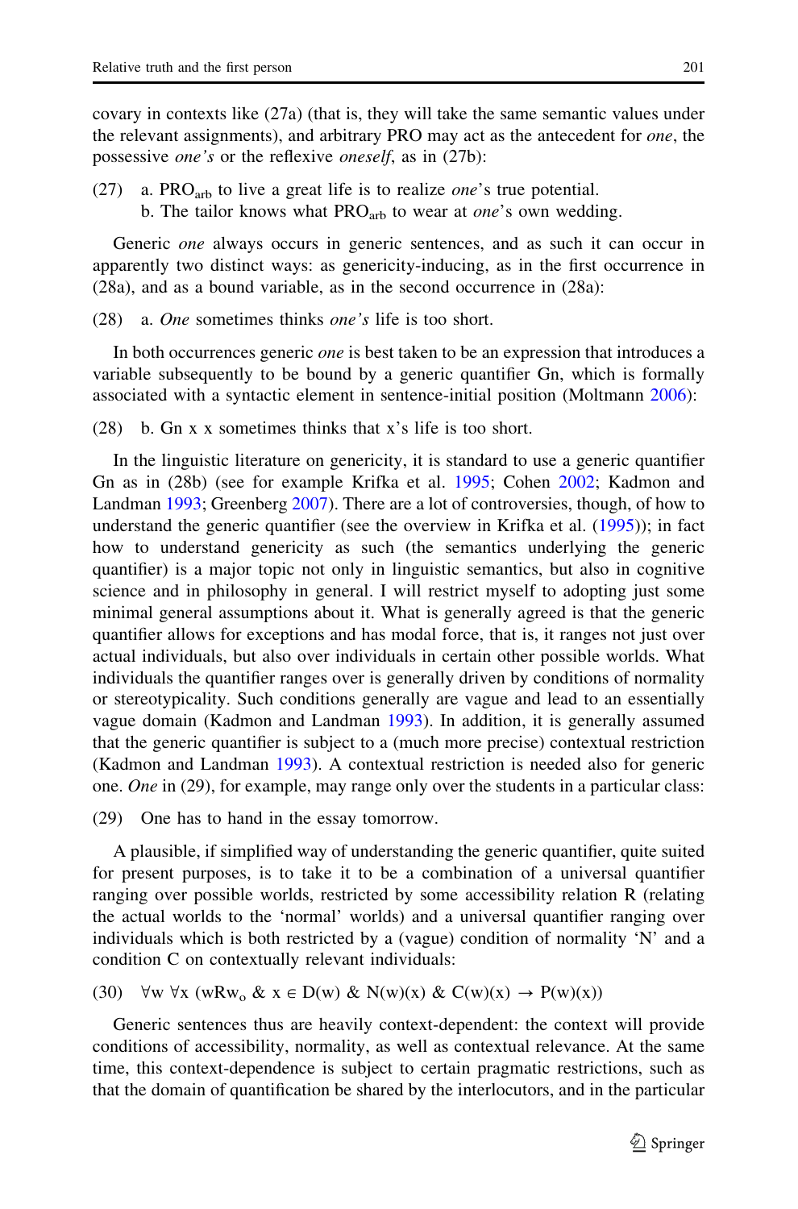covary in contexts like (27a) (that is, they will take the same semantic values under the relevant assignments), and arbitrary PRO may act as the antecedent for *one*, the possessive *one's* or the reflexive *oneself*, as in (27b):

(27) a. $\text{PRO}_{\text{arb}}$ to live a great life is to realize *one*'s true potential.
b. The tailor knows what $\text{PRO}_{\text{arb}}$ to wear at *one*'s own wedding.

Generic *one* always occurs in generic sentences, and as such it can occur in apparently two distinct ways: as genericity-inducing, as in the first occurrence in (28a), and as a bound variable, as in the second occurrence in (28a):

(28) a. *One* sometimes thinks *one's* life is too short.

In both occurrences generic *one* is best taken to be an expression that introduces a variable subsequently to be bound by a generic quantifier Gn, which is formally associated with a syntactic element in sentence-initial position (Moltmann 2006):

(28) b. Gn x x sometimes thinks that x's life is too short.

In the linguistic literature on genericity, it is standard to use a generic quantifier Gn as in (28b) (see for example Krifka et al. 1995; Cohen 2002; Kadmon and Landman 1993; Greenberg 2007). There are a lot of controversies, though, of how to understand the generic quantifier (see the overview in Krifka et al. (1995)); in fact how to understand genericity as such (the semantics underlying the generic quantifier) is a major topic not only in linguistic semantics, but also in cognitive science and in philosophy in general. I will restrict myself to adopting just some minimal general assumptions about it. What is generally agreed is that the generic quantifier allows for exceptions and has modal force, that is, it ranges not just over actual individuals, but also over individuals in certain other possible worlds. What individuals the quantifier ranges over is generally driven by conditions of normality or stereotypicality. Such conditions generally are vague and lead to an essentially vague domain (Kadmon and Landman 1993). In addition, it is generally assumed that the generic quantifier is subject to a (much more precise) contextual restriction (Kadmon and Landman 1993). A contextual restriction is needed also for generic one. *One* in (29), for example, may range only over the students in a particular class:

(29) One has to hand in the essay tomorrow.

A plausible, if simplified way of understanding the generic quantifier, quite suited for present purposes, is to take it to be a combination of a universal quantifier ranging over possible worlds, restricted by some accessibility relation R (relating the actual worlds to the 'normal' worlds) and a universal quantifier ranging over individuals which is both restricted by a (vague) condition of normality 'N' and a condition C on contextually relevant individuals:

(30) $\forall w\ \forall x\ (wRw_o\ \&\ x \in D(w)\ \&\ N(w)(x)\ \&\ C(w)(x) \rightarrow P(w)(x))$

Generic sentences thus are heavily context-dependent: the context will provide conditions of accessibility, normality, as well as contextual relevance. At the same time, this context-dependence is subject to certain pragmatic restrictions, such as that the domain of quantification be shared by the interlocutors, and in the particular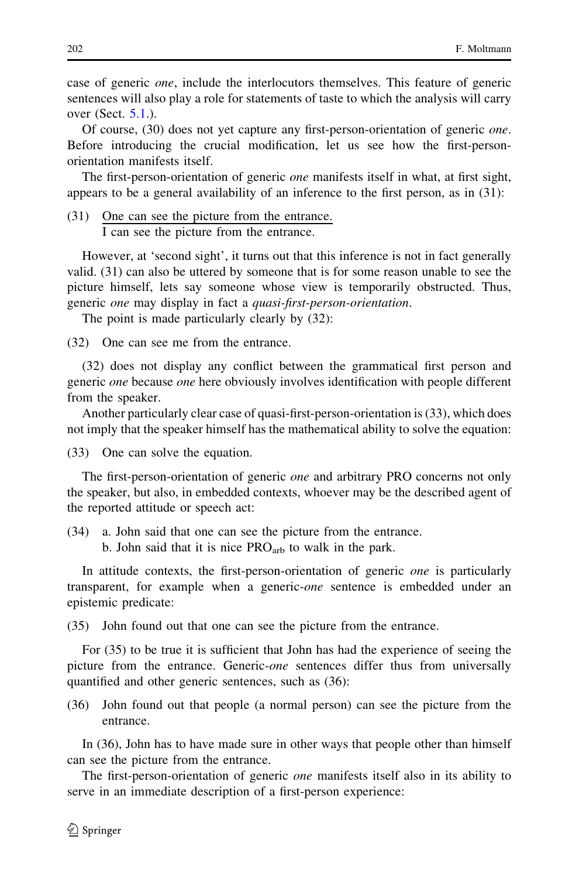case of generic *one*, include the interlocutors themselves. This feature of generic sentences will also play a role for statements of taste to which the analysis will carry over (Sect. 5.1.).

Of course, (30) does not yet capture any first-person-orientation of generic *one*. Before introducing the crucial modification, let us see how the first-person-orientation manifests itself.

The first-person-orientation of generic *one* manifests itself in what, at first sight, appears to be a general availability of an inference to the first person, as in (31):

(31) <u>One can see the picture from the entrance.</u>
 I can see the picture from the entrance.

However, at 'second sight', it turns out that this inference is not in fact generally valid. (31) can also be uttered by someone that is for some reason unable to see the picture himself, lets say someone whose view is temporarily obstructed. Thus, generic *one* may display in fact a *quasi-first-person-orientation*.

The point is made particularly clearly by (32):

(32) One can see me from the entrance.

(32) does not display any conflict between the grammatical first person and generic *one* because *one* here obviously involves identification with people different from the speaker.

Another particularly clear case of quasi-first-person-orientation is (33), which does not imply that the speaker himself has the mathematical ability to solve the equation:

(33) One can solve the equation.

The first-person-orientation of generic *one* and arbitrary PRO concerns not only the speaker, but also, in embedded contexts, whoever may be the described agent of the reported attitude or speech act:

(34) a. John said that one can see the picture from the entrance.
 b. John said that it is nice $\text{PRO}_{\text{arb}}$ to walk in the park.

In attitude contexts, the first-person-orientation of generic *one* is particularly transparent, for example when a generic-*one* sentence is embedded under an epistemic predicate:

(35) John found out that one can see the picture from the entrance.

For (35) to be true it is sufficient that John has had the experience of seeing the picture from the entrance. Generic-*one* sentences differ thus from universally quantified and other generic sentences, such as (36):

(36) John found out that people (a normal person) can see the picture from the entrance.

In (36), John has to have made sure in other ways that people other than himself can see the picture from the entrance.

The first-person-orientation of generic *one* manifests itself also in its ability to serve in an immediate description of a first-person experience: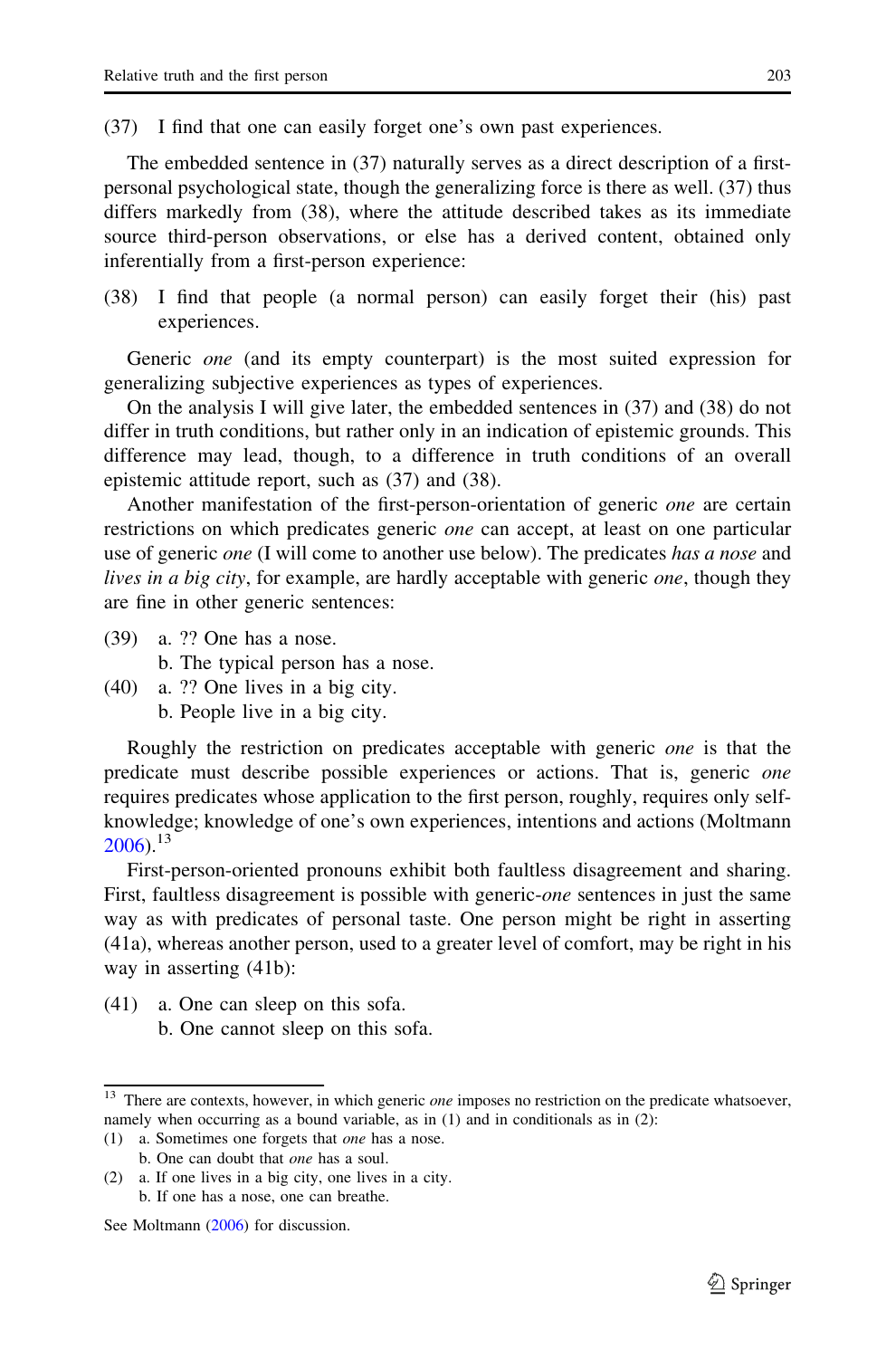(37) I find that one can easily forget one's own past experiences.

The embedded sentence in (37) naturally serves as a direct description of a first-personal psychological state, though the generalizing force is there as well. (37) thus differs markedly from (38), where the attitude described takes as its immediate source third-person observations, or else has a derived content, obtained only inferentially from a first-person experience:

(38) I find that people (a normal person) can easily forget their (his) past experiences.

Generic *one* (and its empty counterpart) is the most suited expression for generalizing subjective experiences as types of experiences.

On the analysis I will give later, the embedded sentences in (37) and (38) do not differ in truth conditions, but rather only in an indication of epistemic grounds. This difference may lead, though, to a difference in truth conditions of an overall epistemic attitude report, such as (37) and (38).

Another manifestation of the first-person-orientation of generic *one* are certain restrictions on which predicates generic *one* can accept, at least on one particular use of generic *one* (I will come to another use below). The predicates *has a nose* and *lives in a big city*, for example, are hardly acceptable with generic *one*, though they are fine in other generic sentences:

(39) a. ?? One has a nose.
     b. The typical person has a nose.

(40) a. ?? One lives in a big city.
     b. People live in a big city.

Roughly the restriction on predicates acceptable with generic *one* is that the predicate must describe possible experiences or actions. That is, generic *one* requires predicates whose application to the first person, roughly, requires only self-knowledge; knowledge of one's own experiences, intentions and actions (Moltmann 2006).[13]

First-person-oriented pronouns exhibit both faultless disagreement and sharing. First, faultless disagreement is possible with generic-*one* sentences in just the same way as with predicates of personal taste. One person might be right in asserting (41a), whereas another person, used to a greater level of comfort, may be right in his way in asserting (41b):

(41) a. One can sleep on this sofa.
     b. One cannot sleep on this sofa.

---

[13] There are contexts, however, in which generic *one* imposes no restriction on the predicate whatsoever, namely when occurring as a bound variable, as in (1) and in conditionals as in (2):

(1) a. Sometimes one forgets that *one* has a nose.
    b. One can doubt that *one* has a soul.

(2) a. If one lives in a big city, one lives in a city.
    b. If one has a nose, one can breathe.

See Moltmann (2006) for discussion.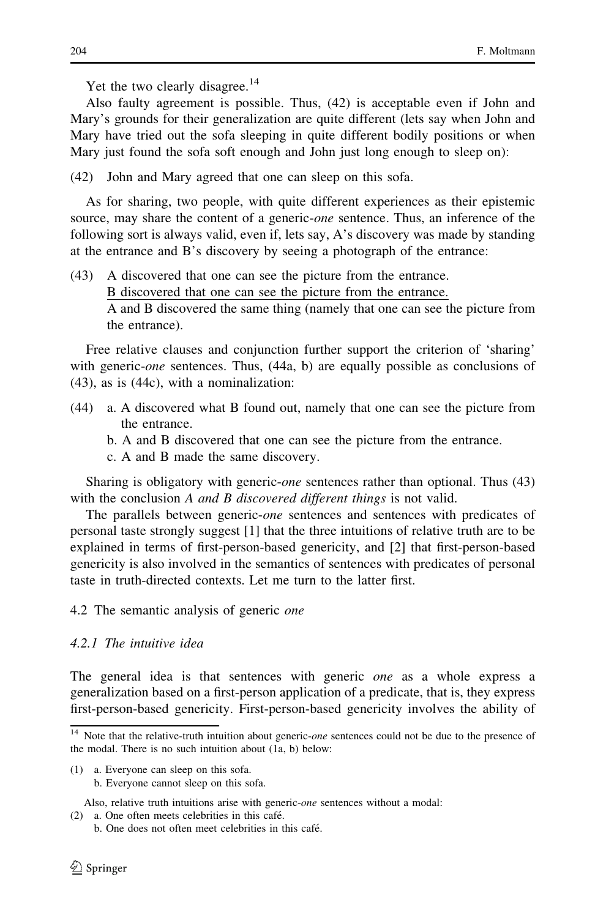Yet the two clearly disagree.[14]

Also faulty agreement is possible. Thus, (42) is acceptable even if John and Mary's grounds for their generalization are quite different (lets say when John and Mary have tried out the sofa sleeping in quite different bodily positions or when Mary just found the sofa soft enough and John just long enough to sleep on):

(42) John and Mary agreed that one can sleep on this sofa.

As for sharing, two people, with quite different experiences as their epistemic source, may share the content of a generic-*one* sentence. Thus, an inference of the following sort is always valid, even if, lets say, A's discovery was made by standing at the entrance and B's discovery by seeing a photograph of the entrance:

(43) A discovered that one can see the picture from the entrance.
B discovered that one can see the picture from the entrance.
A and B discovered the same thing (namely that one can see the picture from the entrance).

Free relative clauses and conjunction further support the criterion of 'sharing' with generic-*one* sentences. Thus, (44a, b) are equally possible as conclusions of (43), as is (44c), with a nominalization:

(44) a. A discovered what B found out, namely that one can see the picture from the entrance.
b. A and B discovered that one can see the picture from the entrance.
c. A and B made the same discovery.

Sharing is obligatory with generic-*one* sentences rather than optional. Thus (43) with the conclusion *A and B discovered different things* is not valid.

The parallels between generic-*one* sentences and sentences with predicates of personal taste strongly suggest [1] that the three intuitions of relative truth are to be explained in terms of first-person-based genericity, and [2] that first-person-based genericity is also involved in the semantics of sentences with predicates of personal taste in truth-directed contexts. Let me turn to the latter first.

## 4.2 The semantic analysis of generic *one*

### 4.2.1 The intuitive idea

The general idea is that sentences with generic *one* as a whole express a generalization based on a first-person application of a predicate, that is, they express first-person-based genericity. First-person-based genericity involves the ability of

---

[14] Note that the relative-truth intuition about generic-*one* sentences could not be due to the presence of the modal. There is no such intuition about (1a, b) below:

(1) a. Everyone can sleep on this sofa.
b. Everyone cannot sleep on this sofa.

Also, relative truth intuitions arise with generic-*one* sentences without a modal:

(2) a. One often meets celebrities in this café.
b. One does not often meet celebrities in this café.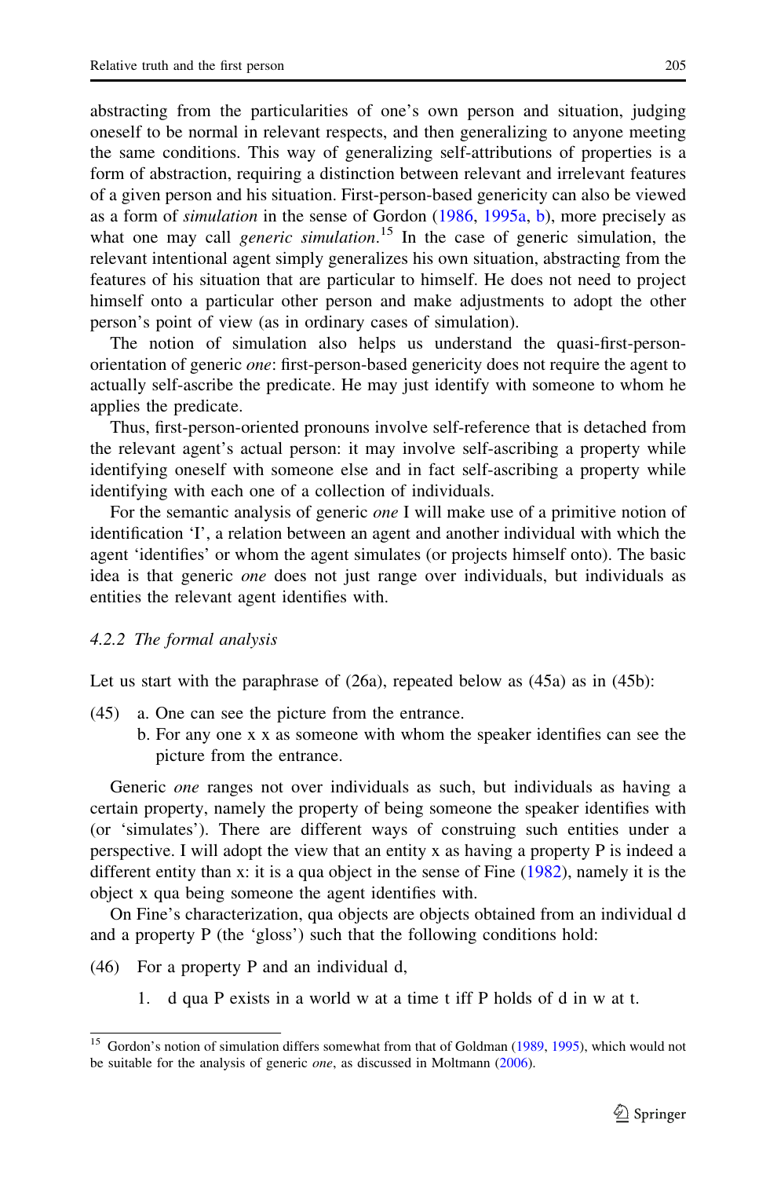abstracting from the particularities of one's own person and situation, judging oneself to be normal in relevant respects, and then generalizing to anyone meeting the same conditions. This way of generalizing self-attributions of properties is a form of abstraction, requiring a distinction between relevant and irrelevant features of a given person and his situation. First-person-based genericity can also be viewed as a form of *simulation* in the sense of Gordon (1986, 1995a, b), more precisely as what one may call *generic simulation*.[15] In the case of generic simulation, the relevant intentional agent simply generalizes his own situation, abstracting from the features of his situation that are particular to himself. He does not need to project himself onto a particular other person and make adjustments to adopt the other person's point of view (as in ordinary cases of simulation).

The notion of simulation also helps us understand the quasi-first-person-orientation of generic *one*: first-person-based genericity does not require the agent to actually self-ascribe the predicate. He may just identify with someone to whom he applies the predicate.

Thus, first-person-oriented pronouns involve self-reference that is detached from the relevant agent's actual person: it may involve self-ascribing a property while identifying oneself with someone else and in fact self-ascribing a property while identifying with each one of a collection of individuals.

For the semantic analysis of generic *one* I will make use of a primitive notion of identification 'I', a relation between an agent and another individual with which the agent 'identifies' or whom the agent simulates (or projects himself onto). The basic idea is that generic *one* does not just range over individuals, but individuals as entities the relevant agent identifies with.

### *4.2.2 The formal analysis*

Let us start with the paraphrase of (26a), repeated below as (45a) as in (45b):

(45) a. One can see the picture from the entrance.
     b. For any one x x as someone with whom the speaker identifies can see the picture from the entrance.

Generic *one* ranges not over individuals as such, but individuals as having a certain property, namely the property of being someone the speaker identifies with (or 'simulates'). There are different ways of construing such entities under a perspective. I will adopt the view that an entity x as having a property P is indeed a different entity than x: it is a qua object in the sense of Fine (1982), namely it is the object x qua being someone the agent identifies with.

On Fine's characterization, qua objects are objects obtained from an individual d and a property P (the 'gloss') such that the following conditions hold:

(46) For a property P and an individual d,

1. d qua P exists in a world w at a time t iff P holds of d in w at t.

---

[15] Gordon's notion of simulation differs somewhat from that of Goldman (1989, 1995), which would not be suitable for the analysis of generic *one*, as discussed in Moltmann (2006).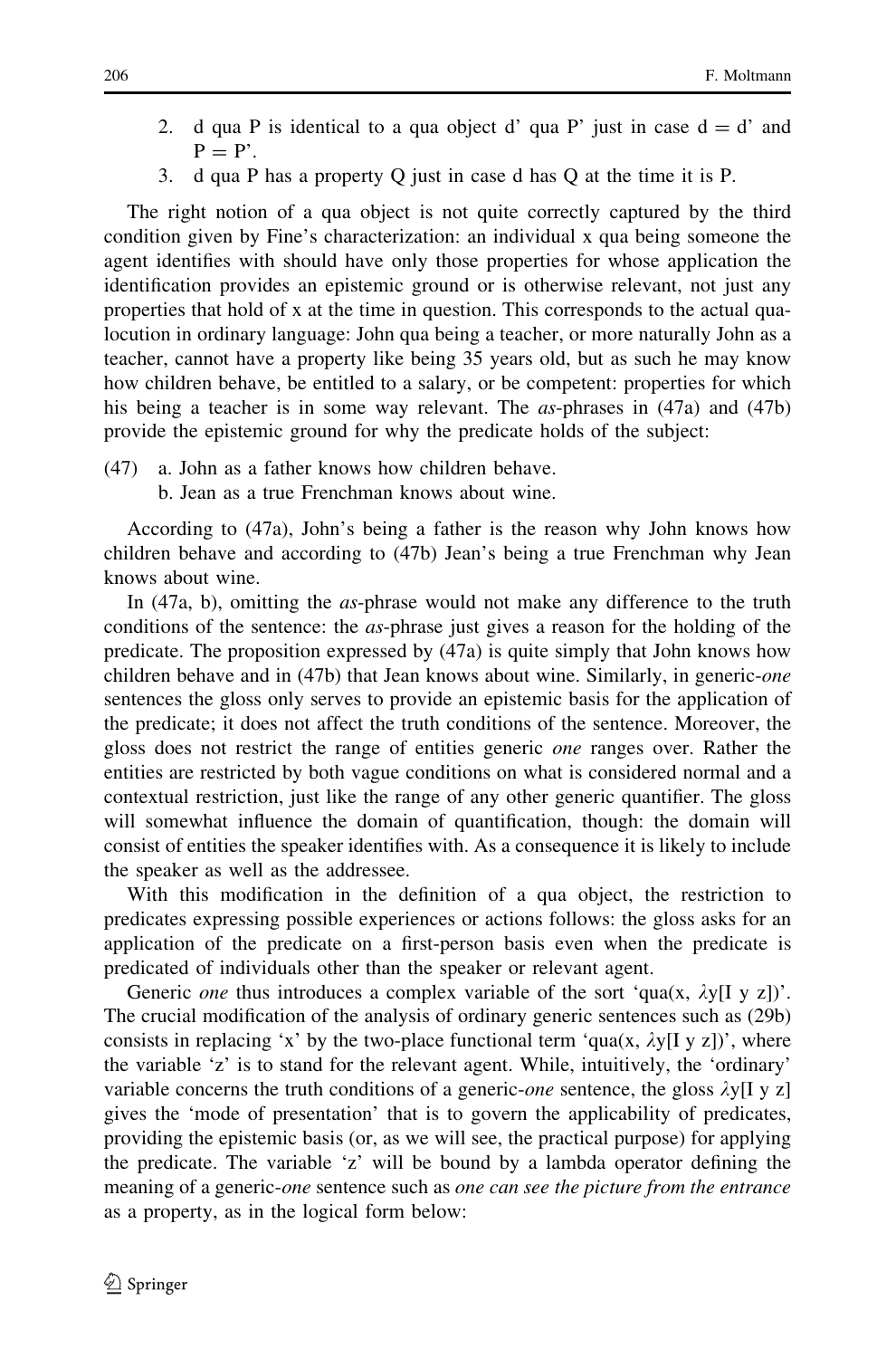2. d qua P is identical to a qua object d' qua P' just in case d = d' and P = P'.
3. d qua P has a property Q just in case d has Q at the time it is P.

The right notion of a qua object is not quite correctly captured by the third condition given by Fine's characterization: an individual x qua being someone the agent identifies with should have only those properties for whose application the identification provides an epistemic ground or is otherwise relevant, not just any properties that hold of x at the time in question. This corresponds to the actual qua-locution in ordinary language: John qua being a teacher, or more naturally John as a teacher, cannot have a property like being 35 years old, but as such he may know how children behave, be entitled to a salary, or be competent: properties for which his being a teacher is in some way relevant. The *as*-phrases in (47a) and (47b) provide the epistemic ground for why the predicate holds of the subject:

(47) a. John as a father knows how children behave.
b. Jean as a true Frenchman knows about wine.

According to (47a), John's being a father is the reason why John knows how children behave and according to (47b) Jean's being a true Frenchman why Jean knows about wine.

In (47a, b), omitting the *as*-phrase would not make any difference to the truth conditions of the sentence: the *as*-phrase just gives a reason for the holding of the predicate. The proposition expressed by (47a) is quite simply that John knows how children behave and in (47b) that Jean knows about wine. Similarly, in generic-*one* sentences the gloss only serves to provide an epistemic basis for the application of the predicate; it does not affect the truth conditions of the sentence. Moreover, the gloss does not restrict the range of entities generic *one* ranges over. Rather the entities are restricted by both vague conditions on what is considered normal and a contextual restriction, just like the range of any other generic quantifier. The gloss will somewhat influence the domain of quantification, though: the domain will consist of entities the speaker identifies with. As a consequence it is likely to include the speaker as well as the addressee.

With this modification in the definition of a qua object, the restriction to predicates expressing possible experiences or actions follows: the gloss asks for an application of the predicate on a first-person basis even when the predicate is predicated of individuals other than the speaker or relevant agent.

Generic *one* thus introduces a complex variable of the sort 'qua(x, $\lambda$y[I y z])'. The crucial modification of the analysis of ordinary generic sentences such as (29b) consists in replacing 'x' by the two-place functional term 'qua(x, $\lambda$y[I y z])', where the variable 'z' is to stand for the relevant agent. While, intuitively, the 'ordinary' variable concerns the truth conditions of a generic-*one* sentence, the gloss $\lambda$y[I y z] gives the 'mode of presentation' that is to govern the applicability of predicates, providing the epistemic basis (or, as we will see, the practical purpose) for applying the predicate. The variable 'z' will be bound by a lambda operator defining the meaning of a generic-*one* sentence such as *one can see the picture from the entrance* as a property, as in the logical form below: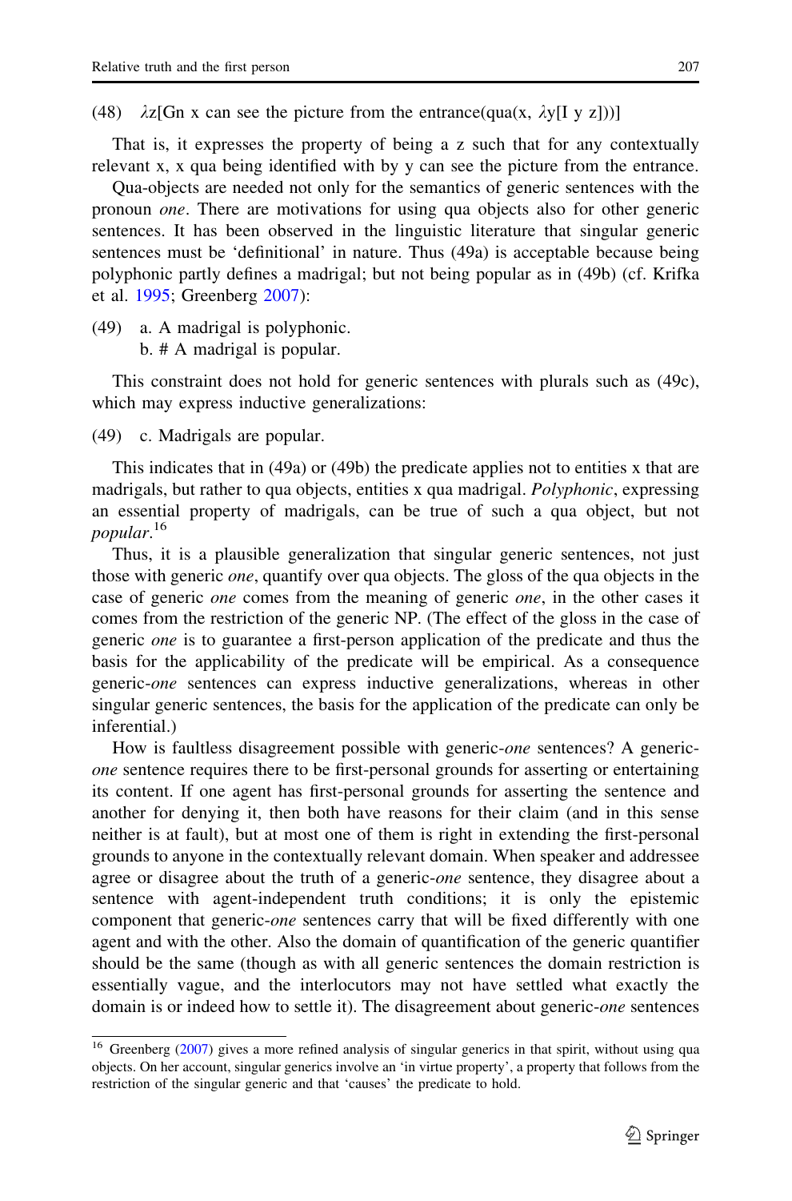(48) $\lambda z[\text{Gn x can see the picture from the entrance}(\text{qua}(x, \lambda y[I\ y\ z]))]$

That is, it expresses the property of being a z such that for any contextually relevant x, x qua being identified with by y can see the picture from the entrance.

Qua-objects are needed not only for the semantics of generic sentences with the pronoun *one*. There are motivations for using qua objects also for other generic sentences. It has been observed in the linguistic literature that singular generic sentences must be 'definitional' in nature. Thus (49a) is acceptable because being polyphonic partly defines a madrigal; but not being popular as in (49b) (cf. Krifka et al. 1995; Greenberg 2007):

(49) a. A madrigal is polyphonic.
b. # A madrigal is popular.

This constraint does not hold for generic sentences with plurals such as (49c), which may express inductive generalizations:

(49) c. Madrigals are popular.

This indicates that in (49a) or (49b) the predicate applies not to entities x that are madrigals, but rather to qua objects, entities x qua madrigal. *Polyphonic*, expressing an essential property of madrigals, can be true of such a qua object, but not *popular*.[16]

Thus, it is a plausible generalization that singular generic sentences, not just those with generic *one*, quantify over qua objects. The gloss of the qua objects in the case of generic *one* comes from the meaning of generic *one*, in the other cases it comes from the restriction of the generic NP. (The effect of the gloss in the case of generic *one* is to guarantee a first-person application of the predicate and thus the basis for the applicability of the predicate will be empirical. As a consequence generic-*one* sentences can express inductive generalizations, whereas in other singular generic sentences, the basis for the application of the predicate can only be inferential.)

How is faultless disagreement possible with generic-*one* sentences? A generic-*one* sentence requires there to be first-personal grounds for asserting or entertaining its content. If one agent has first-personal grounds for asserting the sentence and another for denying it, then both have reasons for their claim (and in this sense neither is at fault), but at most one of them is right in extending the first-personal grounds to anyone in the contextually relevant domain. When speaker and addressee agree or disagree about the truth of a generic-*one* sentence, they disagree about a sentence with agent-independent truth conditions; it is only the epistemic component that generic-*one* sentences carry that will be fixed differently with one agent and with the other. Also the domain of quantification of the generic quantifier should be the same (though as with all generic sentences the domain restriction is essentially vague, and the interlocutors may not have settled what exactly the domain is or indeed how to settle it). The disagreement about generic-*one* sentences

[16] Greenberg (2007) gives a more refined analysis of singular generics in that spirit, without using qua objects. On her account, singular generics involve an 'in virtue property', a property that follows from the restriction of the singular generic and that 'causes' the predicate to hold.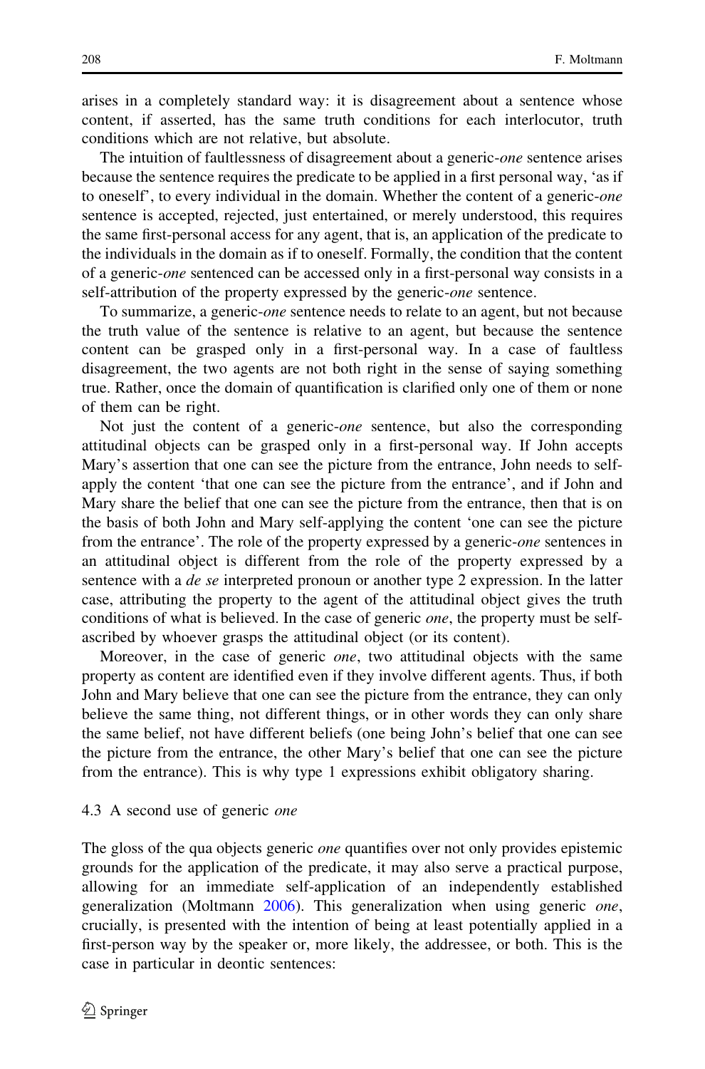arises in a completely standard way: it is disagreement about a sentence whose content, if asserted, has the same truth conditions for each interlocutor, truth conditions which are not relative, but absolute.

The intuition of faultlessness of disagreement about a generic-*one* sentence arises because the sentence requires the predicate to be applied in a first personal way, 'as if to oneself', to every individual in the domain. Whether the content of a generic-*one* sentence is accepted, rejected, just entertained, or merely understood, this requires the same first-personal access for any agent, that is, an application of the predicate to the individuals in the domain as if to oneself. Formally, the condition that the content of a generic-*one* sentenced can be accessed only in a first-personal way consists in a self-attribution of the property expressed by the generic-*one* sentence.

To summarize, a generic-*one* sentence needs to relate to an agent, but not because the truth value of the sentence is relative to an agent, but because the sentence content can be grasped only in a first-personal way. In a case of faultless disagreement, the two agents are not both right in the sense of saying something true. Rather, once the domain of quantification is clarified only one of them or none of them can be right.

Not just the content of a generic-*one* sentence, but also the corresponding attitudinal objects can be grasped only in a first-personal way. If John accepts Mary's assertion that one can see the picture from the entrance, John needs to self-apply the content 'that one can see the picture from the entrance', and if John and Mary share the belief that one can see the picture from the entrance, then that is on the basis of both John and Mary self-applying the content 'one can see the picture from the entrance'. The role of the property expressed by a generic-*one* sentences in an attitudinal object is different from the role of the property expressed by a sentence with a *de se* interpreted pronoun or another type 2 expression. In the latter case, attributing the property to the agent of the attitudinal object gives the truth conditions of what is believed. In the case of generic *one*, the property must be self-ascribed by whoever grasps the attitudinal object (or its content).

Moreover, in the case of generic *one*, two attitudinal objects with the same property as content are identified even if they involve different agents. Thus, if both John and Mary believe that one can see the picture from the entrance, they can only believe the same thing, not different things, or in other words they can only share the same belief, not have different beliefs (one being John's belief that one can see the picture from the entrance, the other Mary's belief that one can see the picture from the entrance). This is why type 1 expressions exhibit obligatory sharing.

### 4.3 A second use of generic *one*

The gloss of the qua objects generic *one* quantifies over not only provides epistemic grounds for the application of the predicate, it may also serve a practical purpose, allowing for an immediate self-application of an independently established generalization (Moltmann 2006). This generalization when using generic *one*, crucially, is presented with the intention of being at least potentially applied in a first-person way by the speaker or, more likely, the addressee, or both. This is the case in particular in deontic sentences: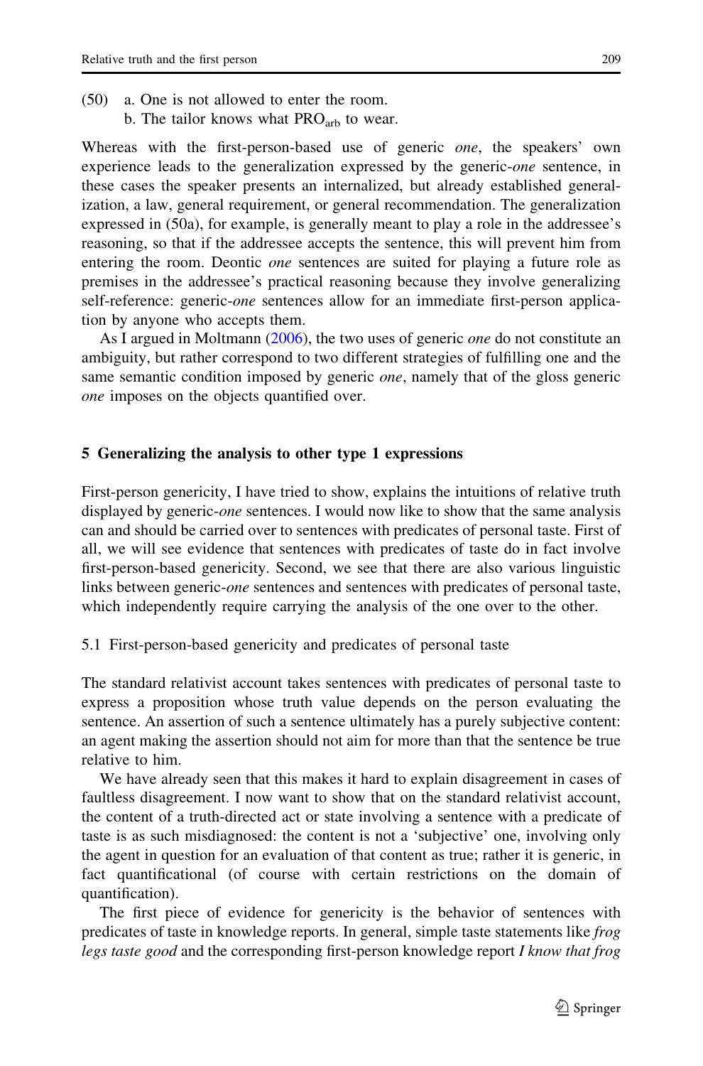(50) a. One is not allowed to enter the room.
 b. The tailor knows what $PRO_{arb}$ to wear.

Whereas with the first-person-based use of generic *one*, the speakers' own experience leads to the generalization expressed by the generic-*one* sentence, in these cases the speaker presents an internalized, but already established generalization, a law, general requirement, or general recommendation. The generalization expressed in (50a), for example, is generally meant to play a role in the addressee's reasoning, so that if the addressee accepts the sentence, this will prevent him from entering the room. Deontic *one* sentences are suited for playing a future role as premises in the addressee's practical reasoning because they involve generalizing self-reference: generic-*one* sentences allow for an immediate first-person application by anyone who accepts them.

As I argued in Moltmann (2006), the two uses of generic *one* do not constitute an ambiguity, but rather correspond to two different strategies of fulfilling one and the same semantic condition imposed by generic *one*, namely that of the gloss generic *one* imposes on the objects quantified over.

## 5 Generalizing the analysis to other type 1 expressions

First-person genericity, I have tried to show, explains the intuitions of relative truth displayed by generic-*one* sentences. I would now like to show that the same analysis can and should be carried over to sentences with predicates of personal taste. First of all, we will see evidence that sentences with predicates of taste do in fact involve first-person-based genericity. Second, we see that there are also various linguistic links between generic-*one* sentences and sentences with predicates of personal taste, which independently require carrying the analysis of the one over to the other.

### 5.1 First-person-based genericity and predicates of personal taste

The standard relativist account takes sentences with predicates of personal taste to express a proposition whose truth value depends on the person evaluating the sentence. An assertion of such a sentence ultimately has a purely subjective content: an agent making the assertion should not aim for more than that the sentence be true relative to him.

We have already seen that this makes it hard to explain disagreement in cases of faultless disagreement. I now want to show that on the standard relativist account, the content of a truth-directed act or state involving a sentence with a predicate of taste is as such misdiagnosed: the content is not a 'subjective' one, involving only the agent in question for an evaluation of that content as true; rather it is generic, in fact quantificational (of course with certain restrictions on the domain of quantification).

The first piece of evidence for genericity is the behavior of sentences with predicates of taste in knowledge reports. In general, simple taste statements like *frog legs taste good* and the corresponding first-person knowledge report *I know that frog*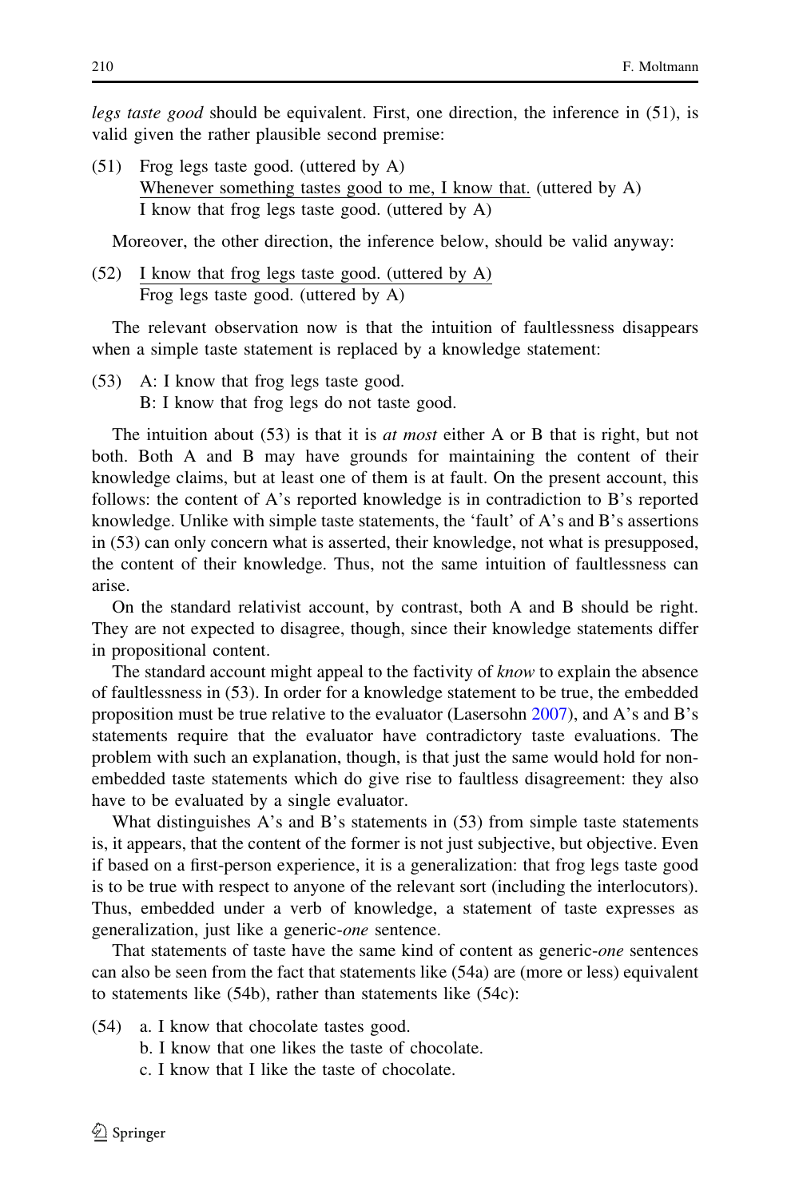*legs taste good* should be equivalent. First, one direction, the inference in (51), is valid given the rather plausible second premise:

(51) Frog legs taste good. (uttered by A)
  Whenever something tastes good to me, I know that. (uttered by A)
  I know that frog legs taste good. (uttered by A)

Moreover, the other direction, the inference below, should be valid anyway:

(52) I know that frog legs taste good. (uttered by A)
  Frog legs taste good. (uttered by A)

The relevant observation now is that the intuition of faultlessness disappears when a simple taste statement is replaced by a knowledge statement:

(53) A: I know that frog legs taste good.
  B: I know that frog legs do not taste good.

The intuition about (53) is that it is *at most* either A or B that is right, but not both. Both A and B may have grounds for maintaining the content of their knowledge claims, but at least one of them is at fault. On the present account, this follows: the content of A's reported knowledge is in contradiction to B's reported knowledge. Unlike with simple taste statements, the 'fault' of A's and B's assertions in (53) can only concern what is asserted, their knowledge, not what is presupposed, the content of their knowledge. Thus, not the same intuition of faultlessness can arise.

On the standard relativist account, by contrast, both A and B should be right. They are not expected to disagree, though, since their knowledge statements differ in propositional content.

The standard account might appeal to the factivity of *know* to explain the absence of faultlessness in (53). In order for a knowledge statement to be true, the embedded proposition must be true relative to the evaluator (Lasersohn 2007), and A's and B's statements require that the evaluator have contradictory taste evaluations. The problem with such an explanation, though, is that just the same would hold for non-embedded taste statements which do give rise to faultless disagreement: they also have to be evaluated by a single evaluator.

What distinguishes A's and B's statements in (53) from simple taste statements is, it appears, that the content of the former is not just subjective, but objective. Even if based on a first-person experience, it is a generalization: that frog legs taste good is to be true with respect to anyone of the relevant sort (including the interlocutors). Thus, embedded under a verb of knowledge, a statement of taste expresses as generalization, just like a generic-*one* sentence.

That statements of taste have the same kind of content as generic-*one* sentences can also be seen from the fact that statements like (54a) are (more or less) equivalent to statements like (54b), rather than statements like (54c):

(54) a. I know that chocolate tastes good.
  b. I know that one likes the taste of chocolate.
  c. I know that I like the taste of chocolate.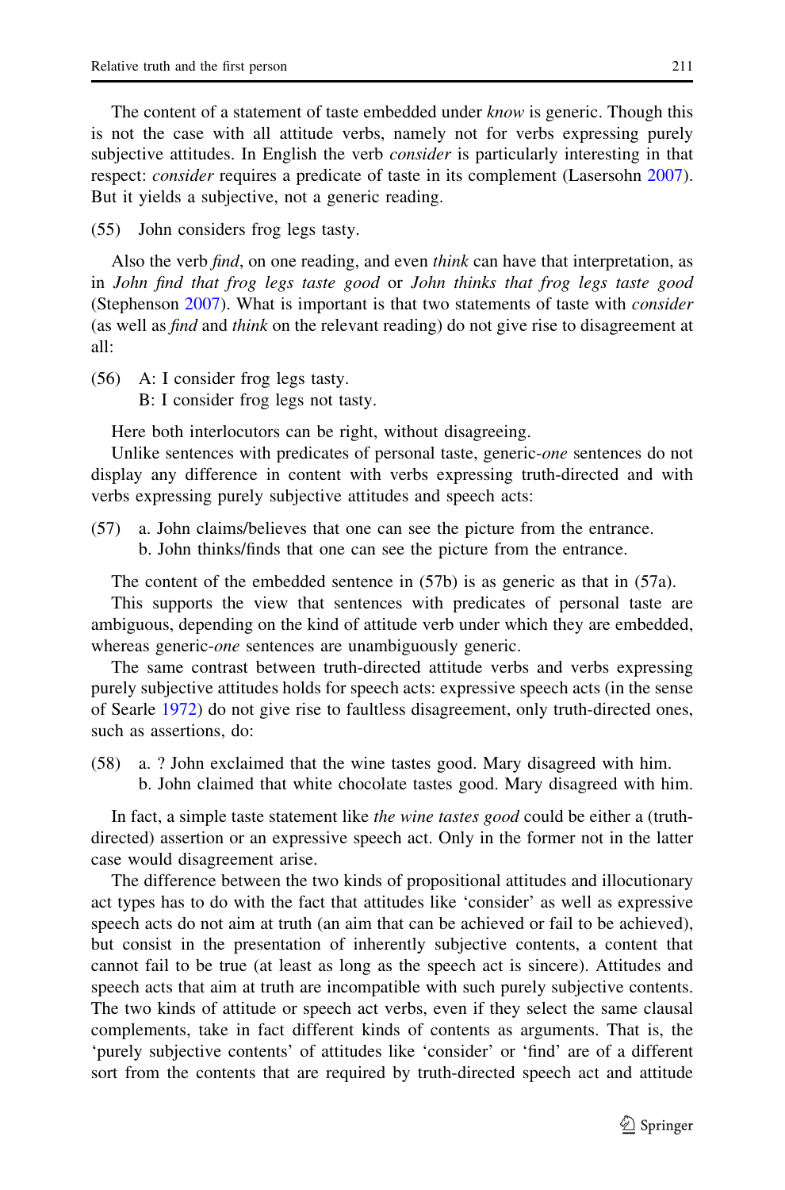The content of a statement of taste embedded under *know* is generic. Though this is not the case with all attitude verbs, namely not for verbs expressing purely subjective attitudes. In English the verb *consider* is particularly interesting in that respect: *consider* requires a predicate of taste in its complement (Lasersohn 2007). But it yields a subjective, not a generic reading.

(55) John considers frog legs tasty.

Also the verb *find*, on one reading, and even *think* can have that interpretation, as in *John find that frog legs taste good* or *John thinks that frog legs taste good* (Stephenson 2007). What is important is that two statements of taste with *consider* (as well as *find* and *think* on the relevant reading) do not give rise to disagreement at all:

(56) A: I consider frog legs tasty.
B: I consider frog legs not tasty.

Here both interlocutors can be right, without disagreeing.

Unlike sentences with predicates of personal taste, generic-*one* sentences do not display any difference in content with verbs expressing truth-directed and with verbs expressing purely subjective attitudes and speech acts:

(57) a. John claims/believes that one can see the picture from the entrance.
b. John thinks/finds that one can see the picture from the entrance.

The content of the embedded sentence in (57b) is as generic as that in (57a).

This supports the view that sentences with predicates of personal taste are ambiguous, depending on the kind of attitude verb under which they are embedded, whereas generic-*one* sentences are unambiguously generic.

The same contrast between truth-directed attitude verbs and verbs expressing purely subjective attitudes holds for speech acts: expressive speech acts (in the sense of Searle 1972) do not give rise to faultless disagreement, only truth-directed ones, such as assertions, do:

(58) a. ? John exclaimed that the wine tastes good. Mary disagreed with him.
b. John claimed that white chocolate tastes good. Mary disagreed with him.

In fact, a simple taste statement like *the wine tastes good* could be either a (truth-directed) assertion or an expressive speech act. Only in the former not in the latter case would disagreement arise.

The difference between the two kinds of propositional attitudes and illocutionary act types has to do with the fact that attitudes like 'consider' as well as expressive speech acts do not aim at truth (an aim that can be achieved or fail to be achieved), but consist in the presentation of inherently subjective contents, a content that cannot fail to be true (at least as long as the speech act is sincere). Attitudes and speech acts that aim at truth are incompatible with such purely subjective contents. The two kinds of attitude or speech act verbs, even if they select the same clausal complements, take in fact different kinds of contents as arguments. That is, the 'purely subjective contents' of attitudes like 'consider' or 'find' are of a different sort from the contents that are required by truth-directed speech act and attitude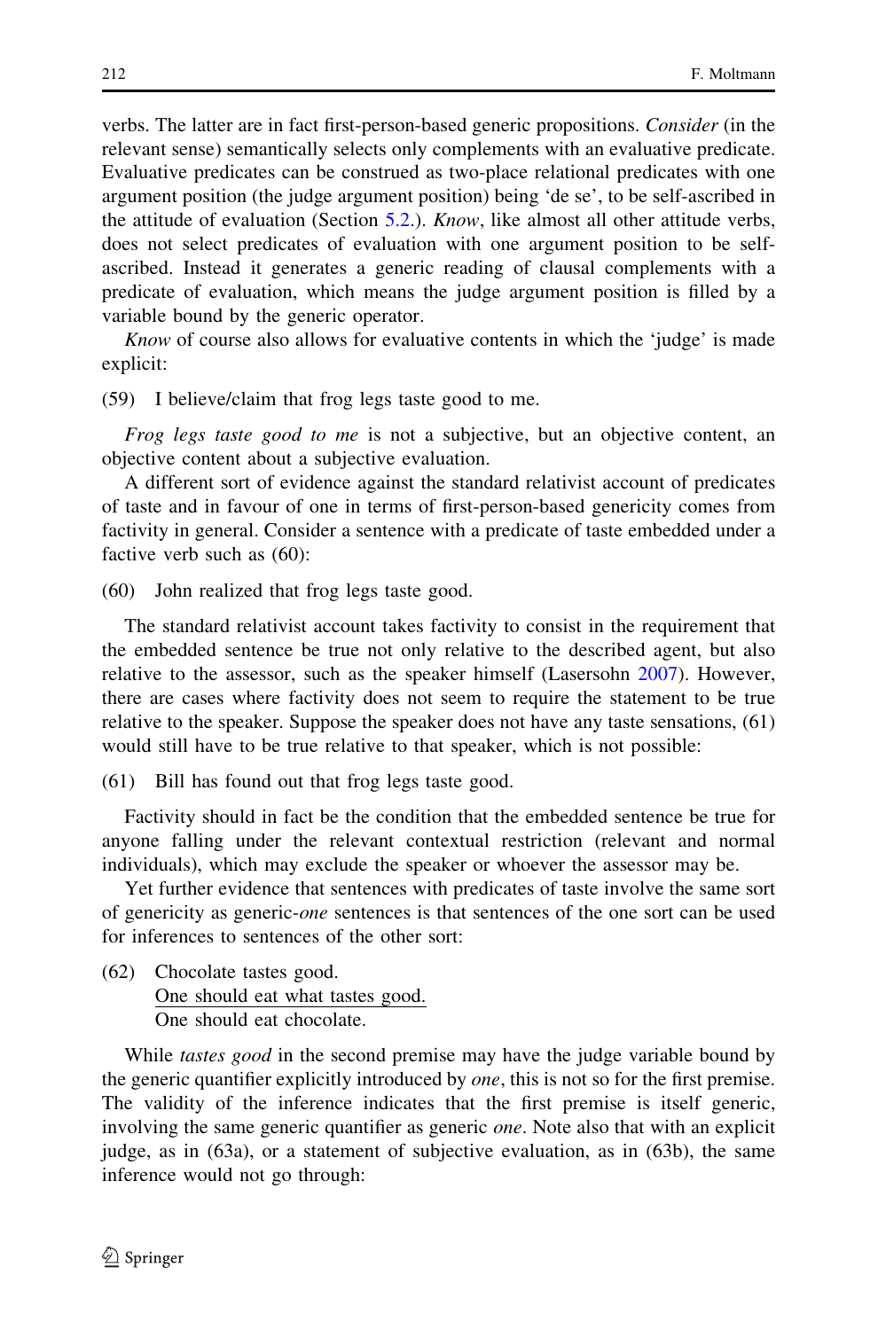verbs. The latter are in fact first-person-based generic propositions. *Consider* (in the relevant sense) semantically selects only complements with an evaluative predicate. Evaluative predicates can be construed as two-place relational predicates with one argument position (the judge argument position) being 'de se', to be self-ascribed in the attitude of evaluation (Section 5.2.). *Know*, like almost all other attitude verbs, does not select predicates of evaluation with one argument position to be self-ascribed. Instead it generates a generic reading of clausal complements with a predicate of evaluation, which means the judge argument position is filled by a variable bound by the generic operator.

*Know* of course also allows for evaluative contents in which the 'judge' is made explicit:

(59) I believe/claim that frog legs taste good to me.

*Frog legs taste good to me* is not a subjective, but an objective content, an objective content about a subjective evaluation.

A different sort of evidence against the standard relativist account of predicates of taste and in favour of one in terms of first-person-based genericity comes from factivity in general. Consider a sentence with a predicate of taste embedded under a factive verb such as (60):

(60) John realized that frog legs taste good.

The standard relativist account takes factivity to consist in the requirement that the embedded sentence be true not only relative to the described agent, but also relative to the assessor, such as the speaker himself (Lasersohn 2007). However, there are cases where factivity does not seem to require the statement to be true relative to the speaker. Suppose the speaker does not have any taste sensations, (61) would still have to be true relative to that speaker, which is not possible:

(61) Bill has found out that frog legs taste good.

Factivity should in fact be the condition that the embedded sentence be true for anyone falling under the relevant contextual restriction (relevant and normal individuals), which may exclude the speaker or whoever the assessor may be.

Yet further evidence that sentences with predicates of taste involve the same sort of genericity as generic-*one* sentences is that sentences of the one sort can be used for inferences to sentences of the other sort:

(62) Chocolate tastes good.
One should eat what tastes good.
―――――――――――――――
One should eat chocolate.

While *tastes good* in the second premise may have the judge variable bound by the generic quantifier explicitly introduced by *one*, this is not so for the first premise. The validity of the inference indicates that the first premise is itself generic, involving the same generic quantifier as generic *one*. Note also that with an explicit judge, as in (63a), or a statement of subjective evaluation, as in (63b), the same inference would not go through: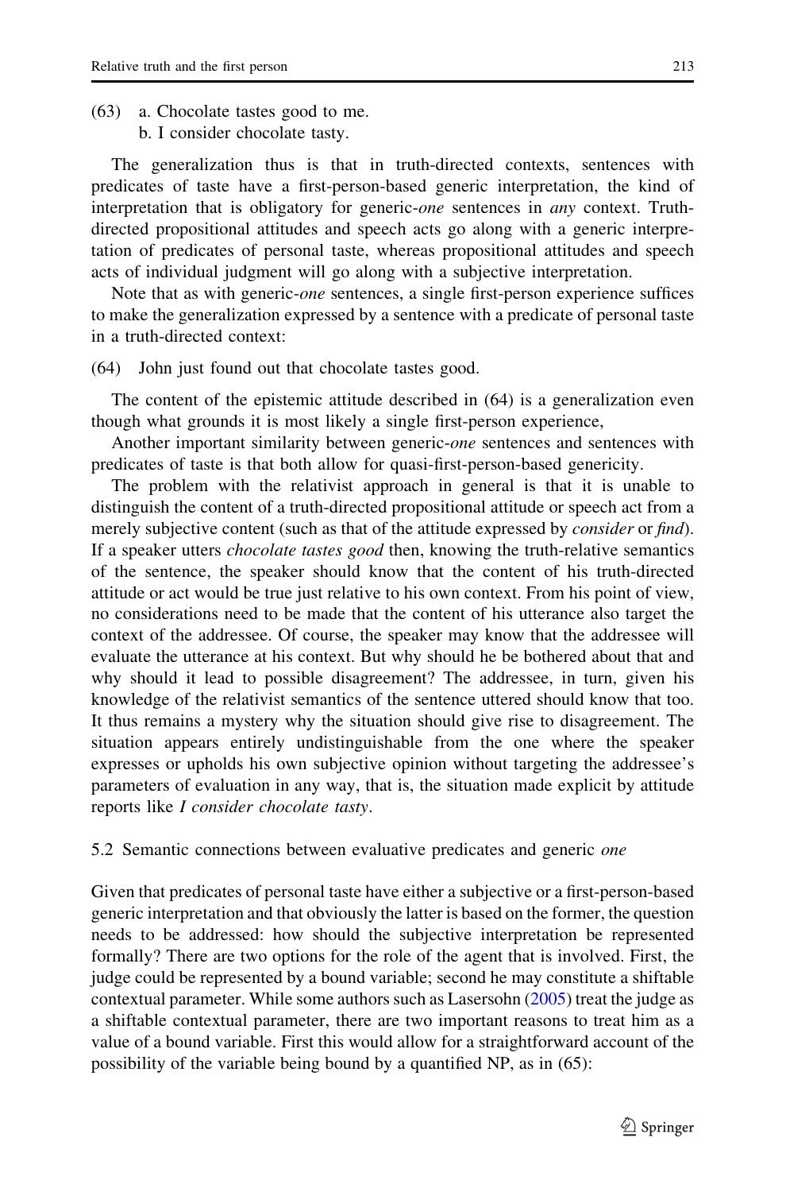(63) a. Chocolate tastes good to me.
     b. I consider chocolate tasty.

The generalization thus is that in truth-directed contexts, sentences with predicates of taste have a first-person-based generic interpretation, the kind of interpretation that is obligatory for generic-*one* sentences in *any* context. Truth-directed propositional attitudes and speech acts go along with a generic interpretation of predicates of personal taste, whereas propositional attitudes and speech acts of individual judgment will go along with a subjective interpretation.

Note that as with generic-*one* sentences, a single first-person experience suffices to make the generalization expressed by a sentence with a predicate of personal taste in a truth-directed context:

(64) John just found out that chocolate tastes good.

The content of the epistemic attitude described in (64) is a generalization even though what grounds it is most likely a single first-person experience,

Another important similarity between generic-*one* sentences and sentences with predicates of taste is that both allow for quasi-first-person-based genericity.

The problem with the relativist approach in general is that it is unable to distinguish the content of a truth-directed propositional attitude or speech act from a merely subjective content (such as that of the attitude expressed by *consider* or *find*). If a speaker utters *chocolate tastes good* then, knowing the truth-relative semantics of the sentence, the speaker should know that the content of his truth-directed attitude or act would be true just relative to his own context. From his point of view, no considerations need to be made that the content of his utterance also target the context of the addressee. Of course, the speaker may know that the addressee will evaluate the utterance at his context. But why should he be bothered about that and why should it lead to possible disagreement? The addressee, in turn, given his knowledge of the relativist semantics of the sentence uttered should know that too. It thus remains a mystery why the situation should give rise to disagreement. The situation appears entirely undistinguishable from the one where the speaker expresses or upholds his own subjective opinion without targeting the addressee's parameters of evaluation in any way, that is, the situation made explicit by attitude reports like *I consider chocolate tasty*.

### 5.2 Semantic connections between evaluative predicates and generic *one*

Given that predicates of personal taste have either a subjective or a first-person-based generic interpretation and that obviously the latter is based on the former, the question needs to be addressed: how should the subjective interpretation be represented formally? There are two options for the role of the agent that is involved. First, the judge could be represented by a bound variable; second he may constitute a shiftable contextual parameter. While some authors such as Lasersohn (2005) treat the judge as a shiftable contextual parameter, there are two important reasons to treat him as a value of a bound variable. First this would allow for a straightforward account of the possibility of the variable being bound by a quantified NP, as in (65):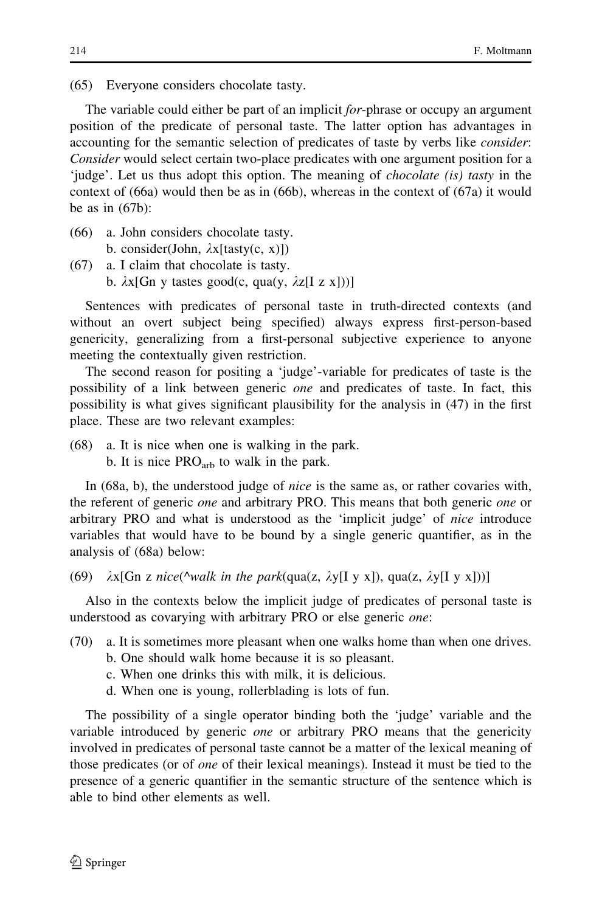(65) Everyone considers chocolate tasty.

The variable could either be part of an implicit *for*-phrase or occupy an argument position of the predicate of personal taste. The latter option has advantages in accounting for the semantic selection of predicates of taste by verbs like *consider*: *Consider* would select certain two-place predicates with one argument position for a 'judge'. Let us thus adopt this option. The meaning of *chocolate (is) tasty* in the context of (66a) would then be as in (66b), whereas in the context of (67a) it would be as in (67b):

(66) a. John considers chocolate tasty.
     b. consider(John, $\lambda$x[tasty(c, x)])

(67) a. I claim that chocolate is tasty.
     b. $\lambda$x[Gn y tastes good(c, qua(y, $\lambda$z[I z x]))]

Sentences with predicates of personal taste in truth-directed contexts (and without an overt subject being specified) always express first-person-based genericity, generalizing from a first-personal subjective experience to anyone meeting the contextually given restriction.

The second reason for positing a 'judge'-variable for predicates of taste is the possibility of a link between generic *one* and predicates of taste. In fact, this possibility is what gives significant plausibility for the analysis in (47) in the first place. These are two relevant examples:

(68) a. It is nice when one is walking in the park.
     b. It is nice $\text{PRO}_{\text{arb}}$ to walk in the park.

In (68a, b), the understood judge of *nice* is the same as, or rather covaries with, the referent of generic *one* and arbitrary PRO. This means that both generic *one* or arbitrary PRO and what is understood as the 'implicit judge' of *nice* introduce variables that would have to be bound by a single generic quantifier, as in the analysis of (68a) below:

(69) $\lambda$x[Gn z *nice*(^*walk in the park*(qua(z, $\lambda$y[I y x]), qua(z, $\lambda$y[I y x]))]

Also in the contexts below the implicit judge of predicates of personal taste is understood as covarying with arbitrary PRO or else generic *one*:

(70) a. It is sometimes more pleasant when one walks home than when one drives.
     b. One should walk home because it is so pleasant.
     c. When one drinks this with milk, it is delicious.
     d. When one is young, rollerblading is lots of fun.

The possibility of a single operator binding both the 'judge' variable and the variable introduced by generic *one* or arbitrary PRO means that the genericity involved in predicates of personal taste cannot be a matter of the lexical meaning of those predicates (or of *one* of their lexical meanings). Instead it must be tied to the presence of a generic quantifier in the semantic structure of the sentence which is able to bind other elements as well.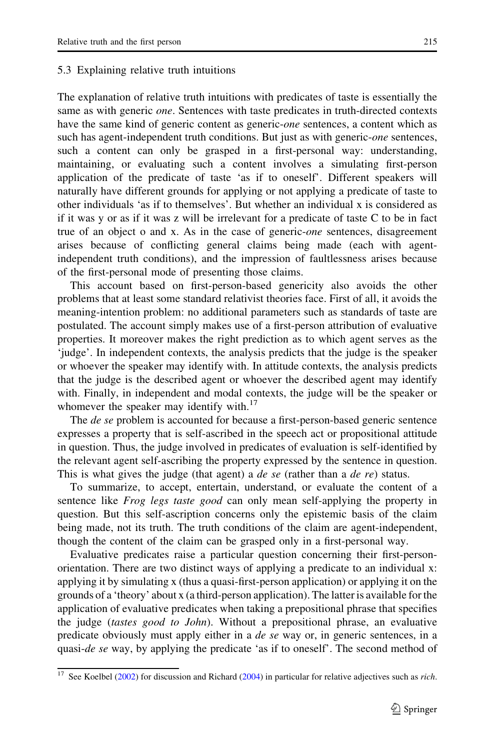### 5.3 Explaining relative truth intuitions

The explanation of relative truth intuitions with predicates of taste is essentially the same as with generic *one*. Sentences with taste predicates in truth-directed contexts have the same kind of generic content as generic-*one* sentences, a content which as such has agent-independent truth conditions. But just as with generic-*one* sentences, such a content can only be grasped in a first-personal way: understanding, maintaining, or evaluating such a content involves a simulating first-person application of the predicate of taste 'as if to oneself'. Different speakers will naturally have different grounds for applying or not applying a predicate of taste to other individuals 'as if to themselves'. But whether an individual x is considered as if it was y or as if it was z will be irrelevant for a predicate of taste C to be in fact true of an object o and x. As in the case of generic-*one* sentences, disagreement arises because of conflicting general claims being made (each with agent-independent truth conditions), and the impression of faultlessness arises because of the first-personal mode of presenting those claims.

This account based on first-person-based genericity also avoids the other problems that at least some standard relativist theories face. First of all, it avoids the meaning-intention problem: no additional parameters such as standards of taste are postulated. The account simply makes use of a first-person attribution of evaluative properties. It moreover makes the right prediction as to which agent serves as the 'judge'. In independent contexts, the analysis predicts that the judge is the speaker or whoever the speaker may identify with. In attitude contexts, the analysis predicts that the judge is the described agent or whoever the described agent may identify with. Finally, in independent and modal contexts, the judge will be the speaker or whomever the speaker may identify with.[17]

The *de se* problem is accounted for because a first-person-based generic sentence expresses a property that is self-ascribed in the speech act or propositional attitude in question. Thus, the judge involved in predicates of evaluation is self-identified by the relevant agent self-ascribing the property expressed by the sentence in question. This is what gives the judge (that agent) a *de se* (rather than a *de re*) status.

To summarize, to accept, entertain, understand, or evaluate the content of a sentence like *Frog legs taste good* can only mean self-applying the property in question. But this self-ascription concerns only the epistemic basis of the claim being made, not its truth. The truth conditions of the claim are agent-independent, though the content of the claim can be grasped only in a first-personal way.

Evaluative predicates raise a particular question concerning their first-person-orientation. There are two distinct ways of applying a predicate to an individual x: applying it by simulating x (thus a quasi-first-person application) or applying it on the grounds of a 'theory' about x (a third-person application). The latter is available for the application of evaluative predicates when taking a prepositional phrase that specifies the judge (*tastes good to John*). Without a prepositional phrase, an evaluative predicate obviously must apply either in a *de se* way or, in generic sentences, in a quasi-*de se* way, by applying the predicate 'as if to oneself'. The second method of

[17] See Koelbel (2002) for discussion and Richard (2004) in particular for relative adjectives such as *rich*.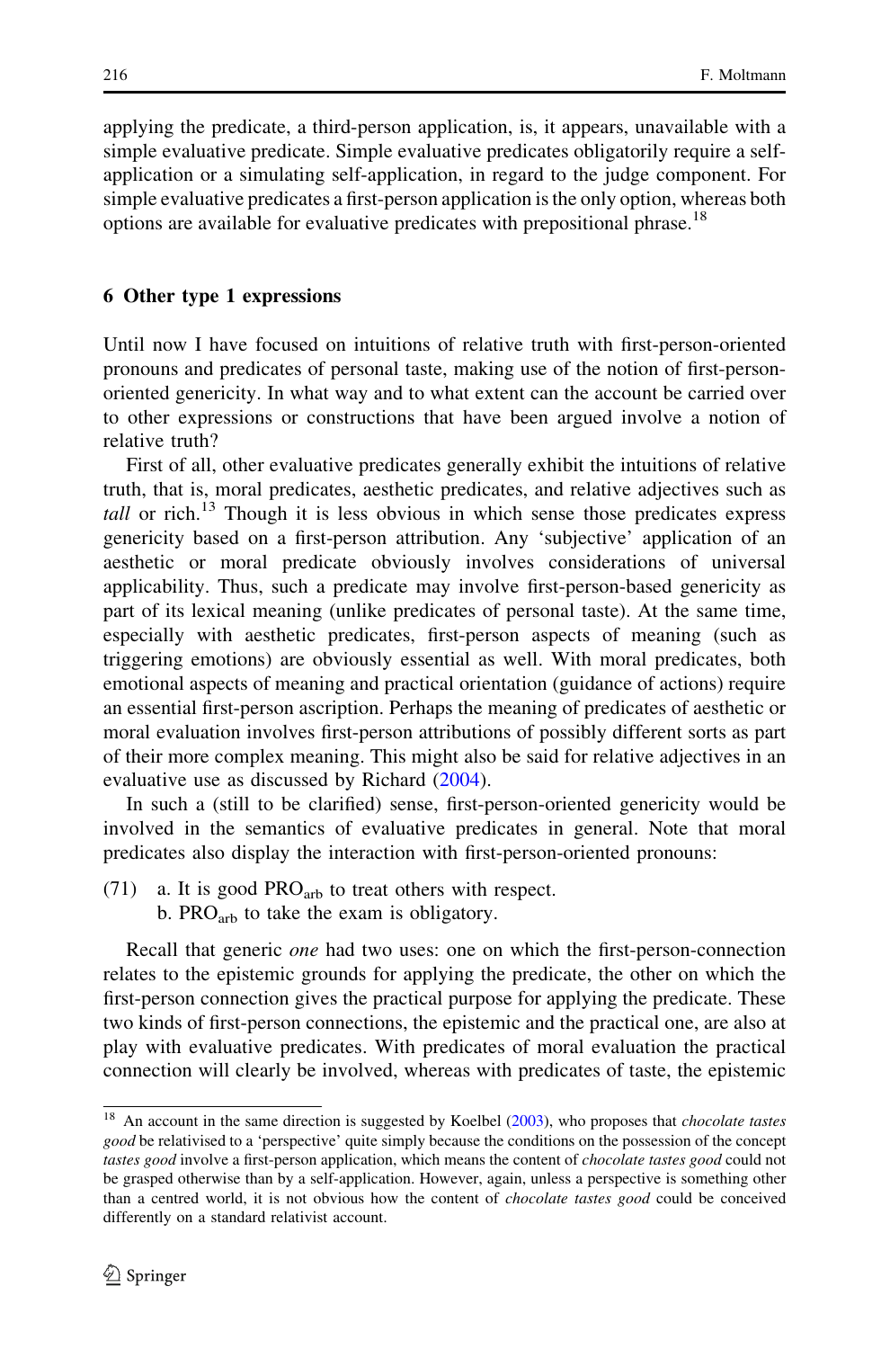applying the predicate, a third-person application, is, it appears, unavailable with a simple evaluative predicate. Simple evaluative predicates obligatorily require a self-application or a simulating self-application, in regard to the judge component. For simple evaluative predicates a first-person application is the only option, whereas both options are available for evaluative predicates with prepositional phrase.[18]

## 6 Other type 1 expressions

Until now I have focused on intuitions of relative truth with first-person-oriented pronouns and predicates of personal taste, making use of the notion of first-person-oriented genericity. In what way and to what extent can the account be carried over to other expressions or constructions that have been argued involve a notion of relative truth?

First of all, other evaluative predicates generally exhibit the intuitions of relative truth, that is, moral predicates, aesthetic predicates, and relative adjectives such as *tall* or rich.[13] Though it is less obvious in which sense those predicates express genericity based on a first-person attribution. Any 'subjective' application of an aesthetic or moral predicate obviously involves considerations of universal applicability. Thus, such a predicate may involve first-person-based genericity as part of its lexical meaning (unlike predicates of personal taste). At the same time, especially with aesthetic predicates, first-person aspects of meaning (such as triggering emotions) are obviously essential as well. With moral predicates, both emotional aspects of meaning and practical orientation (guidance of actions) require an essential first-person ascription. Perhaps the meaning of predicates of aesthetic or moral evaluation involves first-person attributions of possibly different sorts as part of their more complex meaning. This might also be said for relative adjectives in an evaluative use as discussed by Richard (2004).

In such a (still to be clarified) sense, first-person-oriented genericity would be involved in the semantics of evaluative predicates in general. Note that moral predicates also display the interaction with first-person-oriented pronouns:

(71) a. It is good $PRO_{arb}$ to treat others with respect.
b. $PRO_{arb}$ to take the exam is obligatory.

Recall that generic *one* had two uses: one on which the first-person-connection relates to the epistemic grounds for applying the predicate, the other on which the first-person connection gives the practical purpose for applying the predicate. These two kinds of first-person connections, the epistemic and the practical one, are also at play with evaluative predicates. With predicates of moral evaluation the practical connection will clearly be involved, whereas with predicates of taste, the epistemic

[18] An account in the same direction is suggested by Koelbel (2003), who proposes that *chocolate tastes good* be relativised to a 'perspective' quite simply because the conditions on the possession of the concept *tastes good* involve a first-person application, which means the content of *chocolate tastes good* could not be grasped otherwise than by a self-application. However, again, unless a perspective is something other than a centred world, it is not obvious how the content of *chocolate tastes good* could be conceived differently on a standard relativist account.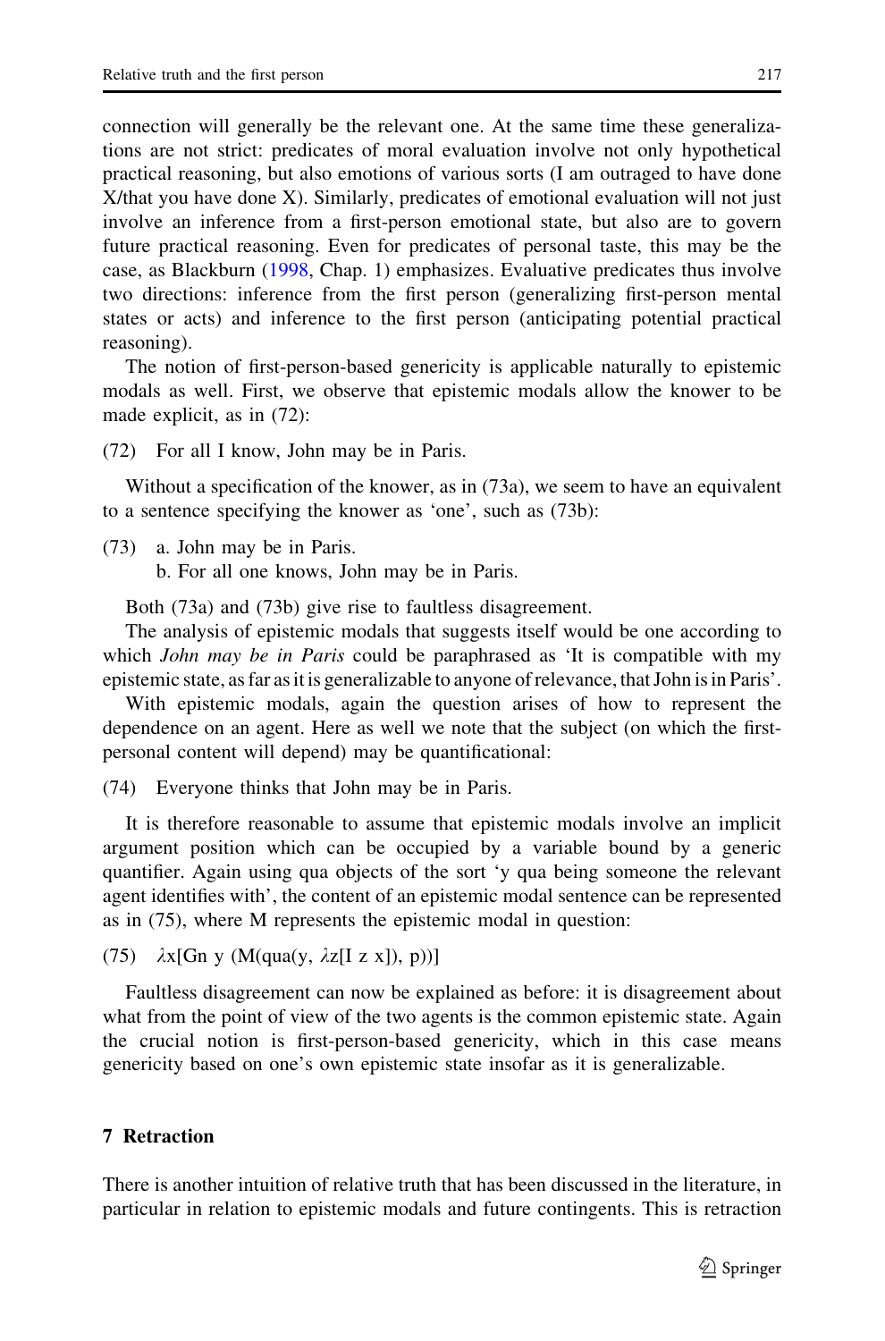connection will generally be the relevant one. At the same time these generalizations are not strict: predicates of moral evaluation involve not only hypothetical practical reasoning, but also emotions of various sorts (I am outraged to have done X/that you have done X). Similarly, predicates of emotional evaluation will not just involve an inference from a first-person emotional state, but also are to govern future practical reasoning. Even for predicates of personal taste, this may be the case, as Blackburn (1998, Chap. 1) emphasizes. Evaluative predicates thus involve two directions: inference from the first person (generalizing first-person mental states or acts) and inference to the first person (anticipating potential practical reasoning).

The notion of first-person-based genericity is applicable naturally to epistemic modals as well. First, we observe that epistemic modals allow the knower to be made explicit, as in (72):

(72) For all I know, John may be in Paris.

Without a specification of the knower, as in (73a), we seem to have an equivalent to a sentence specifying the knower as 'one', such as (73b):

(73) a. John may be in Paris.
b. For all one knows, John may be in Paris.

Both (73a) and (73b) give rise to faultless disagreement.

The analysis of epistemic modals that suggests itself would be one according to which *John may be in Paris* could be paraphrased as 'It is compatible with my epistemic state, as far as it is generalizable to anyone of relevance, that John is in Paris'.

With epistemic modals, again the question arises of how to represent the dependence on an agent. Here as well we note that the subject (on which the first-personal content will depend) may be quantificational:

(74) Everyone thinks that John may be in Paris.

It is therefore reasonable to assume that epistemic modals involve an implicit argument position which can be occupied by a variable bound by a generic quantifier. Again using qua objects of the sort 'y qua being someone the relevant agent identifies with', the content of an epistemic modal sentence can be represented as in (75), where M represents the epistemic modal in question:

(75) $\lambda x[\text{Gn } y \ (M(\text{qua}(y, \lambda z[I \ z \ x]), p))]$

Faultless disagreement can now be explained as before: it is disagreement about what from the point of view of the two agents is the common epistemic state. Again the crucial notion is first-person-based genericity, which in this case means genericity based on one's own epistemic state insofar as it is generalizable.

## 7 Retraction

There is another intuition of relative truth that has been discussed in the literature, in particular in relation to epistemic modals and future contingents. This is retraction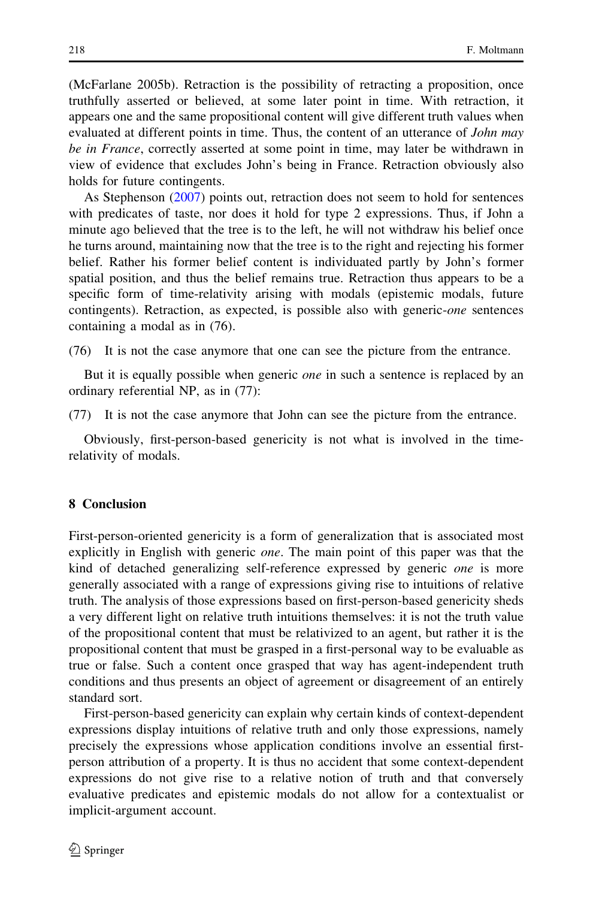(McFarlane 2005b). Retraction is the possibility of retracting a proposition, once truthfully asserted or believed, at some later point in time. With retraction, it appears one and the same propositional content will give different truth values when evaluated at different points in time. Thus, the content of an utterance of *John may be in France*, correctly asserted at some point in time, may later be withdrawn in view of evidence that excludes John's being in France. Retraction obviously also holds for future contingents.

As Stephenson (2007) points out, retraction does not seem to hold for sentences with predicates of taste, nor does it hold for type 2 expressions. Thus, if John a minute ago believed that the tree is to the left, he will not withdraw his belief once he turns around, maintaining now that the tree is to the right and rejecting his former belief. Rather his former belief content is individuated partly by John's former spatial position, and thus the belief remains true. Retraction thus appears to be a specific form of time-relativity arising with modals (epistemic modals, future contingents). Retraction, as expected, is possible also with generic-*one* sentences containing a modal as in (76).

(76) It is not the case anymore that one can see the picture from the entrance.

But it is equally possible when generic *one* in such a sentence is replaced by an ordinary referential NP, as in (77):

(77) It is not the case anymore that John can see the picture from the entrance.

Obviously, first-person-based genericity is not what is involved in the time-relativity of modals.

## 8 Conclusion

First-person-oriented genericity is a form of generalization that is associated most explicitly in English with generic *one*. The main point of this paper was that the kind of detached generalizing self-reference expressed by generic *one* is more generally associated with a range of expressions giving rise to intuitions of relative truth. The analysis of those expressions based on first-person-based genericity sheds a very different light on relative truth intuitions themselves: it is not the truth value of the propositional content that must be relativized to an agent, but rather it is the propositional content that must be grasped in a first-personal way to be evaluable as true or false. Such a content once grasped that way has agent-independent truth conditions and thus presents an object of agreement or disagreement of an entirely standard sort.

First-person-based genericity can explain why certain kinds of context-dependent expressions display intuitions of relative truth and only those expressions, namely precisely the expressions whose application conditions involve an essential first-person attribution of a property. It is thus no accident that some context-dependent expressions do not give rise to a relative notion of truth and that conversely evaluative predicates and epistemic modals do not allow for a contextualist or implicit-argument account.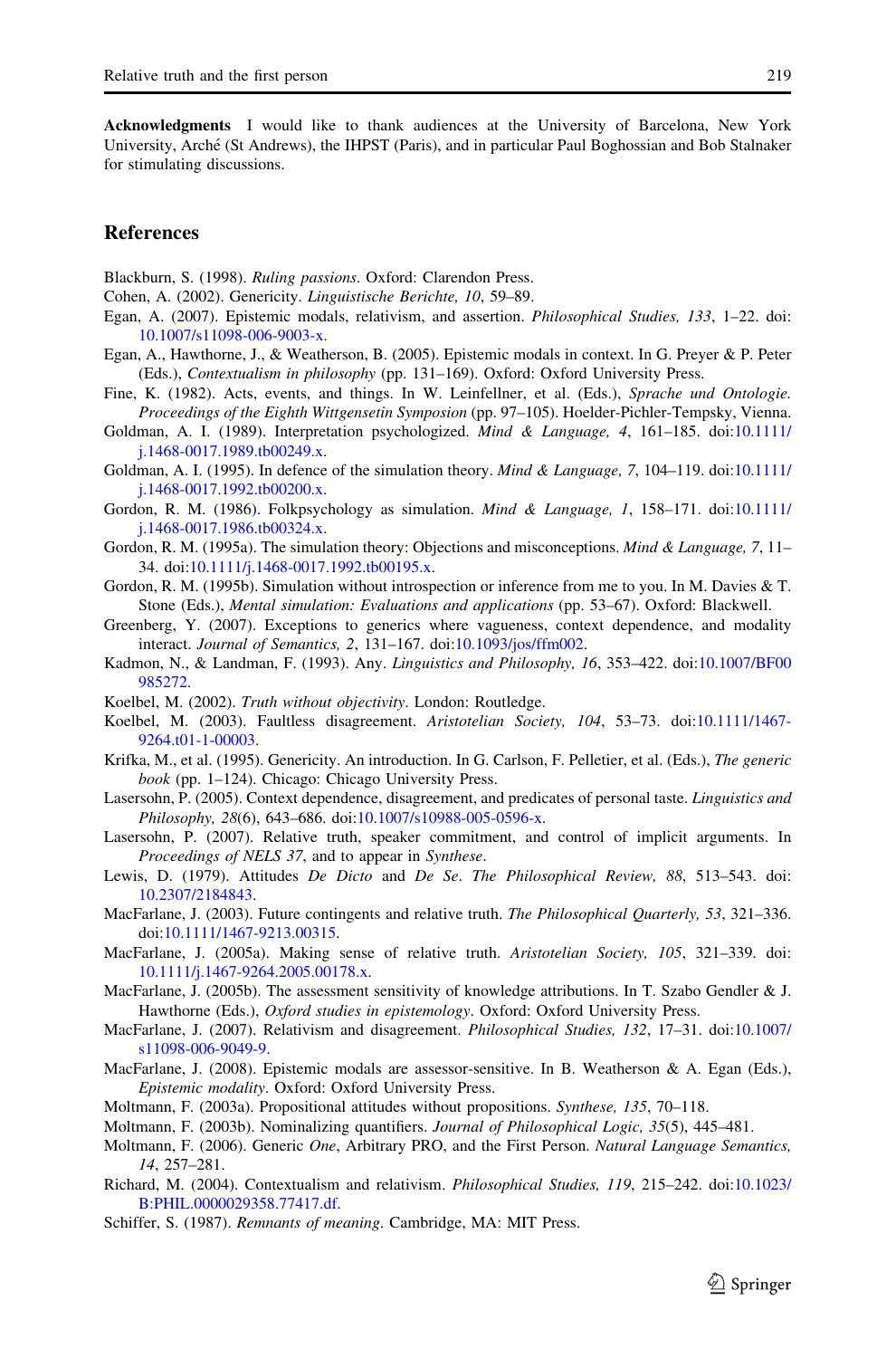**Acknowledgments** I would like to thank audiences at the University of Barcelona, New York University, Arché (St Andrews), the IHPST (Paris), and in particular Paul Boghossian and Bob Stalnaker for stimulating discussions.

## References

Blackburn, S. (1998). *Ruling passions*. Oxford: Clarendon Press.

Cohen, A. (2002). Genericity. *Linguistische Berichte, 10*, 59–89.

Egan, A. (2007). Epistemic modals, relativism, and assertion. *Philosophical Studies, 133*, 1–22. doi:10.1007/s11098-006-9003-x.

Egan, A., Hawthorne, J., & Weatherson, B. (2005). Epistemic modals in context. In G. Preyer & P. Peter (Eds.), *Contextualism in philosophy* (pp. 131–169). Oxford: Oxford University Press.

Fine, K. (1982). Acts, events, and things. In W. Leinfellner, et al. (Eds.), *Sprache und Ontologie. Proceedings of the Eighth Wittgensetin Symposion* (pp. 97–105). Hoelder-Pichler-Tempsky, Vienna.

Goldman, A. I. (1989). Interpretation psychologized. *Mind & Language, 4*, 161–185. doi:10.1111/j.1468-0017.1989.tb00249.x.

Goldman, A. I. (1995). In defence of the simulation theory. *Mind & Language, 7*, 104–119. doi:10.1111/j.1468-0017.1992.tb00200.x.

Gordon, R. M. (1986). Folkpsychology as simulation. *Mind & Language, 1*, 158–171. doi:10.1111/j.1468-0017.1986.tb00324.x.

Gordon, R. M. (1995a). The simulation theory: Objections and misconceptions. *Mind & Language, 7*, 11–34. doi:10.1111/j.1468-0017.1992.tb00195.x.

Gordon, R. M. (1995b). Simulation without introspection or inference from me to you. In M. Davies & T. Stone (Eds.), *Mental simulation: Evaluations and applications* (pp. 53–67). Oxford: Blackwell.

Greenberg, Y. (2007). Exceptions to generics where vagueness, context dependence, and modality interact. *Journal of Semantics, 2*, 131–167. doi:10.1093/jos/ffm002.

Kadmon, N., & Landman, F. (1993). Any. *Linguistics and Philosophy, 16*, 353–422. doi:10.1007/BF00985272.

Koelbel, M. (2002). *Truth without objectivity*. London: Routledge.

Koelbel, M. (2003). Faultless disagreement. *Aristotelian Society, 104*, 53–73. doi:10.1111/1467-9264.t01-1-00003.

Krifka, M., et al. (1995). Genericity. An introduction. In G. Carlson, F. Pelletier, et al. (Eds.), *The generic book* (pp. 1–124). Chicago: Chicago University Press.

Lasersohn, P. (2005). Context dependence, disagreement, and predicates of personal taste. *Linguistics and Philosophy, 28*(6), 643–686. doi:10.1007/s10988-005-0596-x.

Lasersohn, P. (2007). Relative truth, speaker commitment, and control of implicit arguments. In *Proceedings of NELS 37*, and to appear in *Synthese*.

Lewis, D. (1979). Attitudes *De Dicto* and *De Se*. *The Philosophical Review, 88*, 513–543. doi:10.2307/2184843.

MacFarlane, J. (2003). Future contingents and relative truth. *The Philosophical Quarterly, 53*, 321–336. doi:10.1111/1467-9213.00315.

MacFarlane, J. (2005a). Making sense of relative truth. *Aristotelian Society, 105*, 321–339. doi:10.1111/j.1467-9264.2005.00178.x.

MacFarlane, J. (2005b). The assessment sensitivity of knowledge attributions. In T. Szabo Gendler & J. Hawthorne (Eds.), *Oxford studies in epistemology*. Oxford: Oxford University Press.

MacFarlane, J. (2007). Relativism and disagreement. *Philosophical Studies, 132*, 17–31. doi:10.1007/s11098-006-9049-9.

MacFarlane, J. (2008). Epistemic modals are assessor-sensitive. In B. Weatherson & A. Egan (Eds.), *Epistemic modality*. Oxford: Oxford University Press.

Moltmann, F. (2003a). Propositional attitudes without propositions. *Synthese, 135*, 70–118.

Moltmann, F. (2003b). Nominalizing quantifiers. *Journal of Philosophical Logic, 35*(5), 445–481.

Moltmann, F. (2006). Generic *One*, Arbitrary PRO, and the First Person. *Natural Language Semantics, 14*, 257–281.

Richard, M. (2004). Contextualism and relativism. *Philosophical Studies, 119*, 215–242. doi:10.1023/B:PHIL.0000029358.77417.df.

Schiffer, S. (1987). *Remnants of meaning*. Cambridge, MA: MIT Press.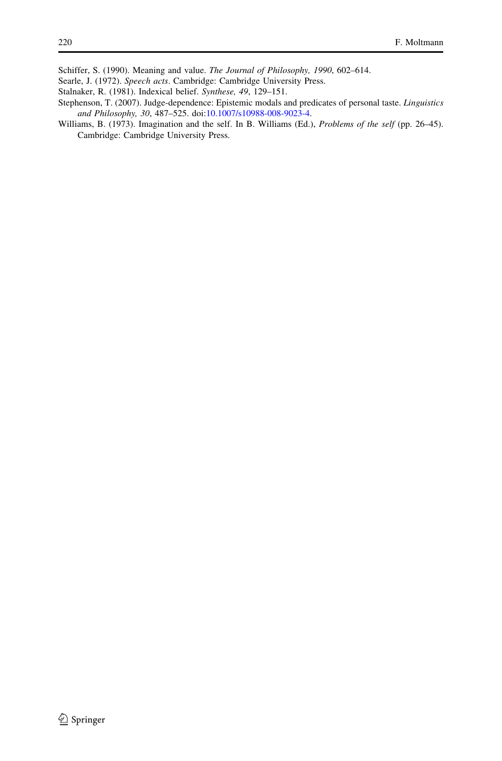Schiffer, S. (1990). Meaning and value. *The Journal of Philosophy, 1990*, 602–614.

Searle, J. (1972). *Speech acts*. Cambridge: Cambridge University Press.

Stalnaker, R. (1981). Indexical belief. *Synthese, 49*, 129–151.

Stephenson, T. (2007). Judge-dependence: Epistemic modals and predicates of personal taste. *Linguistics and Philosophy, 30*, 487–525. doi:10.1007/s10988-008-9023-4.

Williams, B. (1973). Imagination and the self. In B. Williams (Ed.), *Problems of the self* (pp. 26–45). Cambridge: Cambridge University Press.